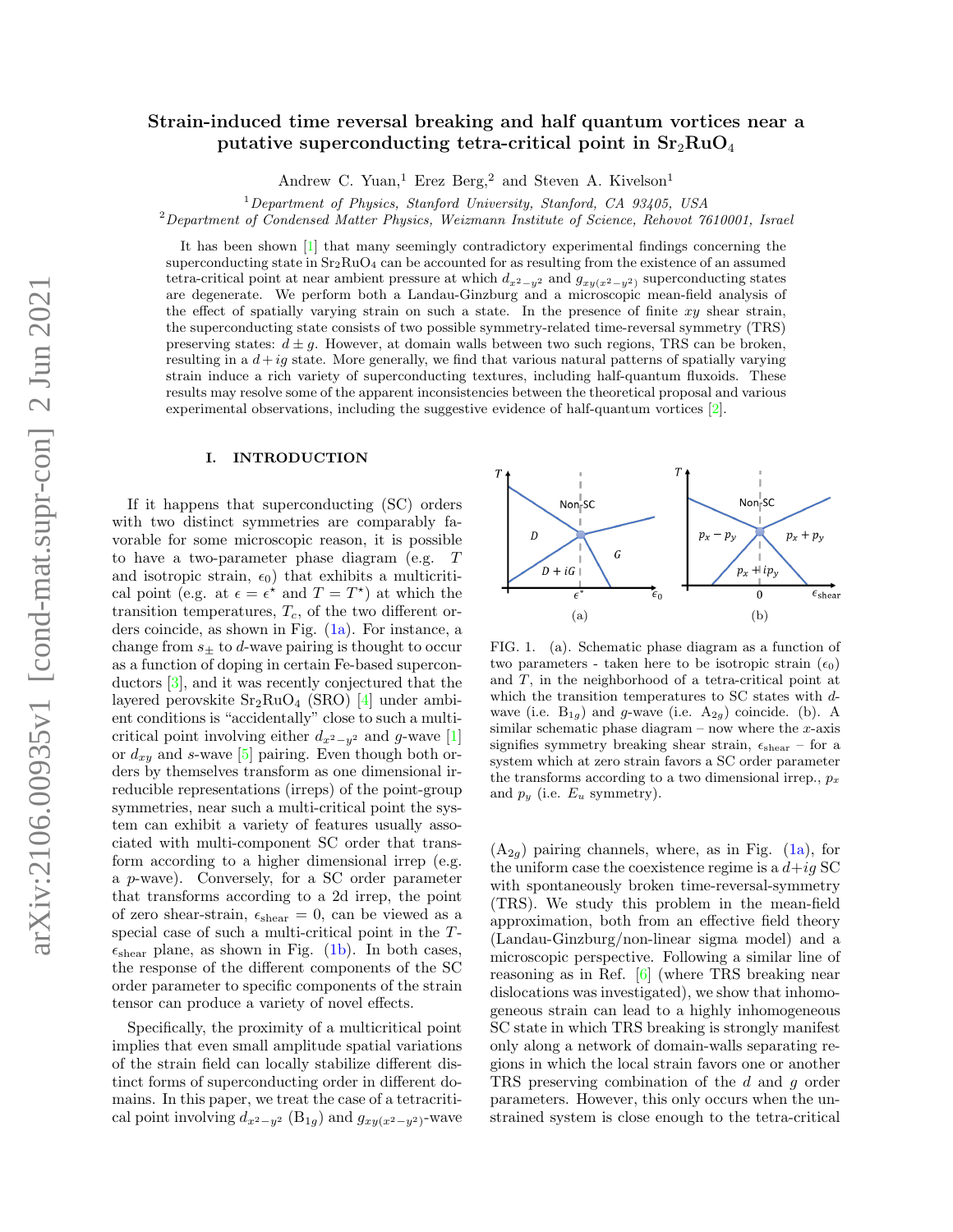# Strain-induced time reversal breaking and half quantum vortices near a putative superconducting tetra-critical point in $Sr_2RuO_4$

Andrew C. Yuan,[1] Erez Berg,[2] and Steven A. Kivelson[1]

[1] *Department of Physics, Stanford University, Stanford, CA 93405, USA*
[2] *Department of Condensed Matter Physics, Weizmann Institute of Science, Rehovot 7610001, Israel*

It has been shown [1] that many seemingly contradictory experimental findings concerning the superconducting state in $Sr_2RuO_4$ can be accounted for as resulting from the existence of an assumed tetra-critical point at near ambient pressure at which $d_{x^2-y^2}$ and $g_{xy(x^2-y^2)}$ superconducting states are degenerate. We perform both a Landau-Ginzburg and a microscopic mean-field analysis of the effect of spatially varying strain on such a state. In the presence of finite $xy$ shear strain, the superconducting state consists of two possible symmetry-related time-reversal symmetry (TRS) preserving states: $d \pm g$. However, at domain walls between two such regions, TRS can be broken, resulting in a $d + ig$ state. More generally, we find that various natural patterns of spatially varying strain induce a rich variety of superconducting textures, including half-quantum fluxoids. These results may resolve some of the apparent inconsistencies between the theoretical proposal and various experimental observations, including the suggestive evidence of half-quantum vortices [2].

## I. INTRODUCTION

If it happens that superconducting (SC) orders with two distinct symmetries are comparably favorable for some microscopic reason, it is possible to have a two-parameter phase diagram (e.g. $T$ and isotropic strain, $\epsilon_0$) that exhibits a multicritical point (e.g. at $\epsilon = \epsilon^\star$ and $T = T^\star$) at which the transition temperatures, $T_c$, of the two different orders coincide, as shown in Fig. (1a). For instance, a change from $s_\pm$ to $d$-wave pairing is thought to occur as a function of doping in certain Fe-based superconductors [3], and it was recently conjectured that the layered perovskite $Sr_2RuO_4$ (SRO) [4] under ambient conditions is "accidentally" close to such a multicritical point involving either $d_{x^2-y^2}$ and $g$-wave [1] or $d_{xy}$ and $s$-wave [5] pairing. Even though both orders by themselves transform as one dimensional irreducible representations (irreps) of the point-group symmetries, near such a multi-critical point the system can exhibit a variety of features usually associated with multi-component SC order that transform according to a higher dimensional irrep (e.g. a $p$-wave). Conversely, for a SC order parameter that transforms according to a 2d irrep, the point of zero shear-strain, $\epsilon_{\text{shear}} = 0$, can be viewed as a special case of such a multi-critical point in the $T$-$\epsilon_{\text{shear}}$ plane, as shown in Fig. (1b). In both cases, the response of the different components of the SC order parameter to specific components of the strain tensor can produce a variety of novel effects.

Specifically, the proximity of a multicritical point implies that even small amplitude spatial variations of the strain field can locally stabilize different distinct forms of superconducting order in different domains. In this paper, we treat the case of a tetracritical point involving $d_{x^2-y^2}$ ($B_{1g}$) and $g_{xy(x^2-y^2)}$-wave ($A_{2g}$) pairing channels, where, as in Fig. (1a), for the uniform case the coexistence regime is a $d+ig$ SC with spontaneously broken time-reversal-symmetry (TRS). We study this problem in the mean-field approximation, both from an effective field theory (Landau-Ginzburg/non-linear sigma model) and a microscopic perspective. Following a similar line of reasoning as in Ref. [6] (where TRS breaking near dislocations was investigated), we show that inhomogeneous strain can lead to a highly inhomogeneous SC state in which TRS breaking is strongly manifest only along a network of domain-walls separating regions in which the local strain favors one or another TRS preserving combination of the $d$ and $g$ order parameters. However, this only occurs when the unstrained system is close enough to the tetra-critical

FIG. 1. (a). Schematic phase diagram as a function of two parameters - taken here to be isotropic strain ($\epsilon_0$) and $T$, in the neighborhood of a tetra-critical point at which the transition temperatures to SC states with $d$-wave (i.e. $B_{1g}$) and $g$-wave (i.e. $A_{2g}$) coincide. (b). A similar schematic phase diagram – now where the $x$-axis signifies symmetry breaking shear strain, $\epsilon_{\text{shear}}$ – for a system which at zero strain favors a SC order parameter the transforms according to a two dimensional irrep., $p_x$ and $p_y$ (i.e. $E_u$ symmetry).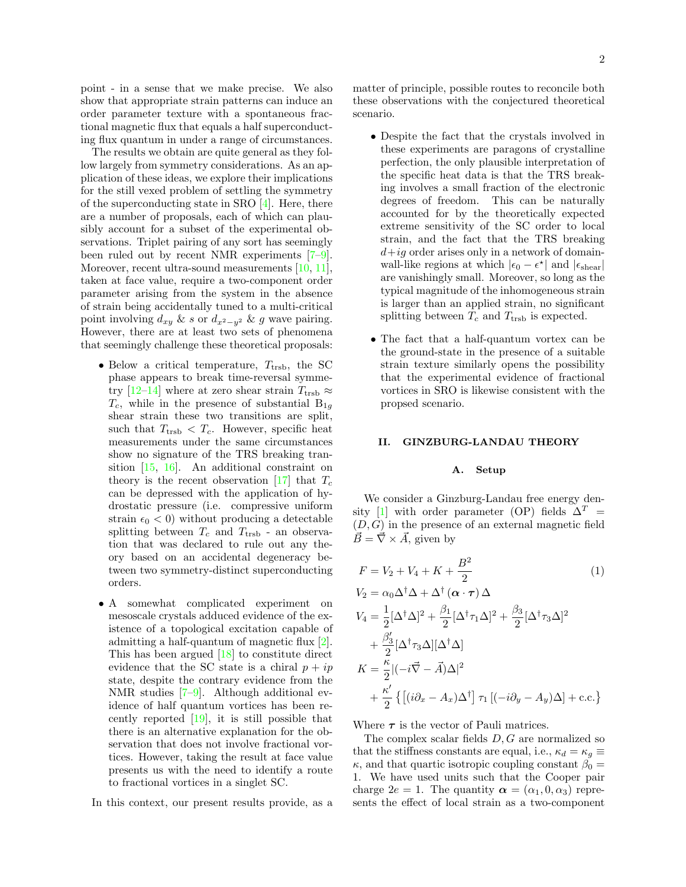point - in a sense that we make precise. We also show that appropriate strain patterns can induce an order parameter texture with a spontaneous fractional magnetic flux that equals a half superconducting flux quantum in under a range of circumstances.

The results we obtain are quite general as they follow largely from symmetry considerations. As an application of these ideas, we explore their implications for the still vexed problem of settling the symmetry of the superconducting state in SRO [4]. Here, there are a number of proposals, each of which can plausibly account for a subset of the experimental observations. Triplet pairing of any sort has seemingly been ruled out by recent NMR experiments [7–9]. Moreover, recent ultra-sound measurements [10, 11], taken at face value, require a two-component order parameter arising from the system in the absence of strain being accidentally tuned to a multi-critical point involving $d_{xy}$ & $s$ or $d_{x^2-y^2}$ & $g$ wave pairing. However, there are at least two sets of phenomena that seemingly challenge these theoretical proposals:

- Below a critical temperature, $T_{\rm trsb}$, the SC phase appears to break time-reversal symmetry [12–14] where at zero shear strain $T_{\rm trsb} \approx T_c$, while in the presence of substantial $B_{1g}$ shear strain these two transitions are split, such that $T_{\rm trsb} < T_c$. However, specific heat measurements under the same circumstances show no signature of the TRS breaking transition [15, 16]. An additional constraint on theory is the recent observation [17] that $T_c$ can be depressed with the application of hydrostatic pressure (i.e. compressive uniform strain $\epsilon_0 < 0$) without producing a detectable splitting between $T_c$ and $T_{\rm trsb}$ - an observation that was declared to rule out any theory based on an accidental degeneracy between two symmetry-distinct superconducting orders.

- A somewhat complicated experiment on mesoscale crystals adduced evidence of the existence of a topological excitation capable of admitting a half-quantum of magnetic flux [2]. This has been argued [18] to constitute direct evidence that the SC state is a chiral $p + ip$ state, despite the contrary evidence from the NMR studies [7–9]. Although additional evidence of half quantum vortices has been recently reported [19], it is still possible that there is an alternative explanation for the observation that does not involve fractional vortices. However, taking the result at face value presents us with the need to identify a route to fractional vortices in a singlet SC.

In this context, our present results provide, as a matter of principle, possible routes to reconcile both these observations with the conjectured theoretical scenario.

- Despite the fact that the crystals involved in these experiments are paragons of crystalline perfection, the only plausible interpretation of the specific heat data is that the TRS breaking involves a small fraction of the electronic degrees of freedom. This can be naturally accounted for by the theoretically expected extreme sensitivity of the SC order to local strain, and the fact that the TRS breaking $d+ig$ order arises only in a network of domain-wall-like regions at which $|\epsilon_0 - \epsilon^\star|$ and $|\epsilon_{\rm shear}|$ are vanishingly small. Moreover, so long as the typical magnitude of the inhomogeneous strain is larger than an applied strain, no significant splitting between $T_c$ and $T_{\rm trsb}$ is expected.

- The fact that a half-quantum vortex can be the ground-state in the presence of a suitable strain texture similarly opens the possibility that the experimental evidence of fractional vortices in SRO is likewise consistent with the propsed scenario.

## II. GINZBURG-LANDAU THEORY

### A. Setup

We consider a Ginzburg-Landau free energy density [1] with order parameter (OP) fields $\Delta^T = (D, G)$ in the presence of an external magnetic field $\vec{B} = \vec{\nabla} \times \vec{A}$, given by

$$
\begin{aligned}
F &= V_2 + V_4 + K + \frac{B^2}{2} \qquad (1)\\
V_2 &= \alpha_0 \Delta^\dagger \Delta + \Delta^\dagger \left( \boldsymbol{\alpha} \cdot \boldsymbol{\tau} \right) \Delta \\
V_4 &= \frac{1}{2}[\Delta^\dagger \Delta]^2 + \frac{\beta_1}{2}[\Delta^\dagger \tau_1 \Delta]^2 + \frac{\beta_3}{2}[\Delta^\dagger \tau_3 \Delta]^2 \\
&\quad + \frac{\beta_3'}{2}[\Delta^\dagger \tau_3 \Delta][\Delta^\dagger \Delta] \\
K &= \frac{\kappa}{2} |(-i\vec{\nabla} - \vec{A})\Delta|^2 \\
&\quad + \frac{\kappa'}{2} \left\{ \left[ (i\partial_x - A_x)\Delta^\dagger \right] \tau_1 \left[ (-i\partial_y - A_y)\Delta \right] + \text{c.c.} \right\}
\end{aligned}
$$

Where $\boldsymbol{\tau}$ is the vector of Pauli matrices.

The complex scalar fields $D, G$ are normalized so that the stiffness constants are equal, i.e., $\kappa_d = \kappa_g \equiv \kappa$, and that quartic isotropic coupling constant $\beta_0 = 1$. We have used units such that the Cooper pair charge $2e = 1$. The quantity $\boldsymbol{\alpha} = (\alpha_1, 0, \alpha_3)$ represents the effect of local strain as a two-component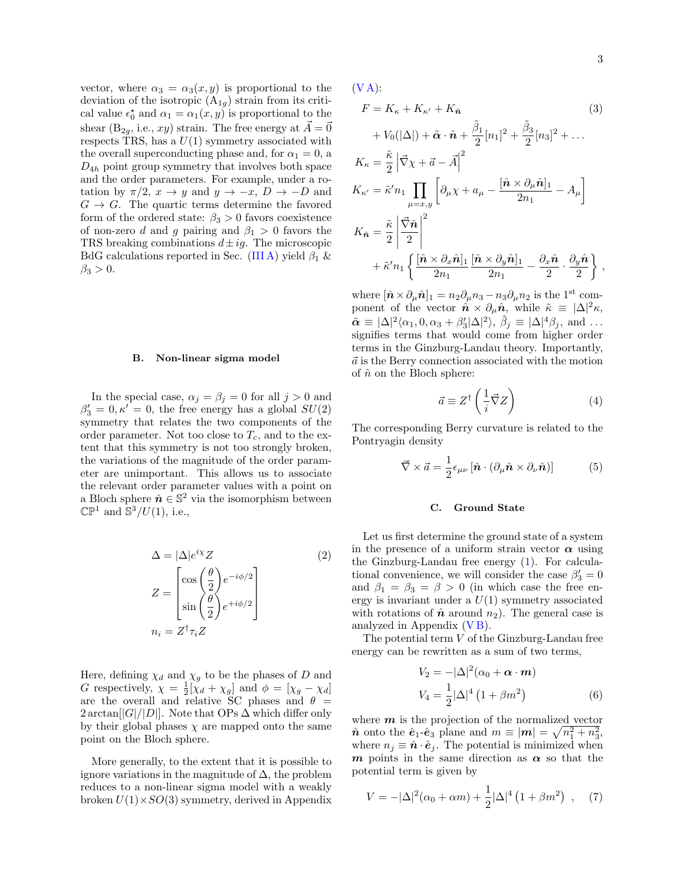vector, where $\alpha_3 = \alpha_3(x, y)$ is proportional to the deviation of the isotropic ($A_{1g}$) strain from its critical value $\epsilon_0^\star$ and $\alpha_1 = \alpha_1(x, y)$ is proportional to the shear ($B_{2g}$, i.e., $xy$) strain. The free energy at $\vec{A} = \vec{0}$ respects TRS, has a $U(1)$ symmetry associated with the overall superconducting phase and, for $\alpha_1 = 0$, a $D_{4h}$ point group symmetry that involves both space and the order parameters. For example, under a rotation by $\pi/2$, $x \to y$ and $y \to -x$, $D \to -D$ and $G \to G$. The quartic terms determine the favored form of the ordered state: $\beta_3 > 0$ favors coexistence of non-zero $d$ and $g$ pairing and $\beta_1 > 0$ favors the TRS breaking combinations $d \pm ig$. The microscopic BdG calculations reported in Sec. (III A) yield $\beta_1$ & $\beta_3 > 0$.

### B. Non-linear sigma model

In the special case, $\alpha_j = \beta_j = 0$ for all $j > 0$ and $\beta_3' = 0, \kappa' = 0$, the free energy has a global $SU(2)$ symmetry that relates the two components of the order parameter. Not too close to $T_c$, and to the extent that this symmetry is not too strongly broken, the variations of the magnitude of the order parameter are unimportant. This allows us to associate the relevant order parameter values with a point on a Bloch sphere $\hat{\boldsymbol{n}} \in \mathbb{S}^2$ via the isomorphism between $\mathbb{CP}^1$ and $\mathbb{S}^3/U(1)$, i.e.,

$$
\begin{aligned}
\Delta &= |\Delta| e^{i\chi} Z \\
Z &= \begin{bmatrix} \cos\left(\dfrac{\theta}{2}\right) e^{-i\phi/2} \\ \sin\left(\dfrac{\theta}{2}\right) e^{+i\phi/2} \end{bmatrix} \\
n_i &= Z^\dagger \tau_i Z
\end{aligned}
\tag{2}
$$

Here, defining $\chi_d$ and $\chi_g$ to be the phases of $D$ and $G$ respectively, $\chi = \frac{1}{2}[\chi_d + \chi_g]$ and $\phi = [\chi_g - \chi_d]$ are the overall and relative SC phases and $\theta = 2\arctan[|G|/|D|]$. Note that OPs $\Delta$ which differ only by their global phases $\chi$ are mapped onto the same point on the Bloch sphere.

More generally, to the extent that it is possible to ignore variations in the magnitude of $\Delta$, the problem reduces to a non-linear sigma model with a weakly broken $U(1) \times SO(3)$ symmetry, derived in Appendix (V A):

$$
\begin{aligned}
F &= K_\kappa + K_{\kappa'} + K_{\hat{\boldsymbol{n}}} \\
&\quad + V_0(|\Delta|) + \tilde{\boldsymbol{\alpha}} \cdot \hat{\boldsymbol{n}} + \frac{\tilde{\beta}_1}{2}[n_1]^2 + \frac{\tilde{\beta}_3}{2}[n_3]^2 + \ldots \\
K_\kappa &= \frac{\tilde{\kappa}}{2}\left|\vec{\nabla}\chi + \vec{a} - \vec{A}\right|^2 \\
K_{\kappa'} &= \tilde{\kappa}' n_1 \prod_{\mu = x,y}\left[\partial_\mu \chi + a_\mu - \frac{[\hat{\boldsymbol{n}} \times \partial_\mu \hat{\boldsymbol{n}}]_1}{2n_1} - A_\mu\right] \\
K_{\hat{\boldsymbol{n}}} &= \frac{\tilde{\kappa}}{2}\left|\frac{\vec{\nabla}\hat{\boldsymbol{n}}}{2}\right|^2 \\
&\quad + \tilde{\kappa}' n_1 \left\{\frac{[\hat{\boldsymbol{n}} \times \partial_x \hat{\boldsymbol{n}}]_1}{2n_1}\frac{[\hat{\boldsymbol{n}} \times \partial_y \hat{\boldsymbol{n}}]_1}{2n_1} - \frac{\partial_x \hat{\boldsymbol{n}}}{2} \cdot \frac{\partial_y \hat{\boldsymbol{n}}}{2}\right\},
\end{aligned}
\tag{3}
$$

where $[\hat{\boldsymbol{n}} \times \partial_\mu \hat{\boldsymbol{n}}]_1 = n_2 \partial_\mu n_3 - n_3 \partial_\mu n_2$ is the 1st component of the vector $\hat{\boldsymbol{n}} \times \partial_\mu \hat{\boldsymbol{n}}$, while $\tilde{\kappa} \equiv |\Delta|^2 \kappa$, $\tilde{\boldsymbol{\alpha}} \equiv |\Delta|^2 \langle \alpha_1, 0, \alpha_3 + \beta_3' |\Delta|^2 \rangle$, $\tilde{\beta}_j \equiv |\Delta|^4 \beta_j$, and $\ldots$ signifies terms that would come from higher order terms in the Ginzburg-Landau theory. Importantly, $\vec{a}$ is the Berry connection associated with the motion of $\hat{n}$ on the Bloch sphere:

$$
\vec{a} \equiv Z^\dagger \left(\frac{1}{i}\vec{\nabla} Z\right) \tag{4}
$$

The corresponding Berry curvature is related to the Pontryagin density

$$
\vec{\nabla} \times \vec{a} = \frac{1}{2}\epsilon_{\mu\nu}\left[\hat{\boldsymbol{n}} \cdot (\partial_\mu \hat{\boldsymbol{n}} \times \partial_\nu \hat{\boldsymbol{n}})\right] \tag{5}
$$

### C. Ground State

Let us first determine the ground state of a system in the presence of a uniform strain vector $\boldsymbol{\alpha}$ using the Ginzburg-Landau free energy (1). For calculational convenience, we will consider the case $\beta_3' = 0$ and $\beta_1 = \beta_3 = \beta > 0$ (in which case the free energy is invariant under a $U(1)$ symmetry associated with rotations of $\hat{\boldsymbol{n}}$ around $n_2$). The general case is analyzed in Appendix (V B).

The potential term $V$ of the Ginzburg-Landau free energy can be rewritten as a sum of two terms,

$$
\begin{aligned}
V_2 &= -|\Delta|^2(\alpha_0 + \boldsymbol{\alpha} \cdot \boldsymbol{m}) \\
V_4 &= \frac{1}{2}|\Delta|^4\left(1 + \beta m^2\right)
\end{aligned}
\tag{6}
$$

where $\boldsymbol{m}$ is the projection of the normalized vector $\hat{\boldsymbol{n}}$ onto the $\hat{\boldsymbol{e}}_1$-$\hat{\boldsymbol{e}}_3$ plane and $m \equiv |\boldsymbol{m}| = \sqrt{n_1^2 + n_3^2}$, where $n_j \equiv \hat{\boldsymbol{n}} \cdot \hat{\boldsymbol{e}}_j$. The potential is minimized when $\boldsymbol{m}$ points in the same direction as $\boldsymbol{\alpha}$ so that the potential term is given by

$$
V = -|\Delta|^2(\alpha_0 + \alpha m) + \frac{1}{2}|\Delta|^4\left(1 + \beta m^2\right), \tag{7}
$$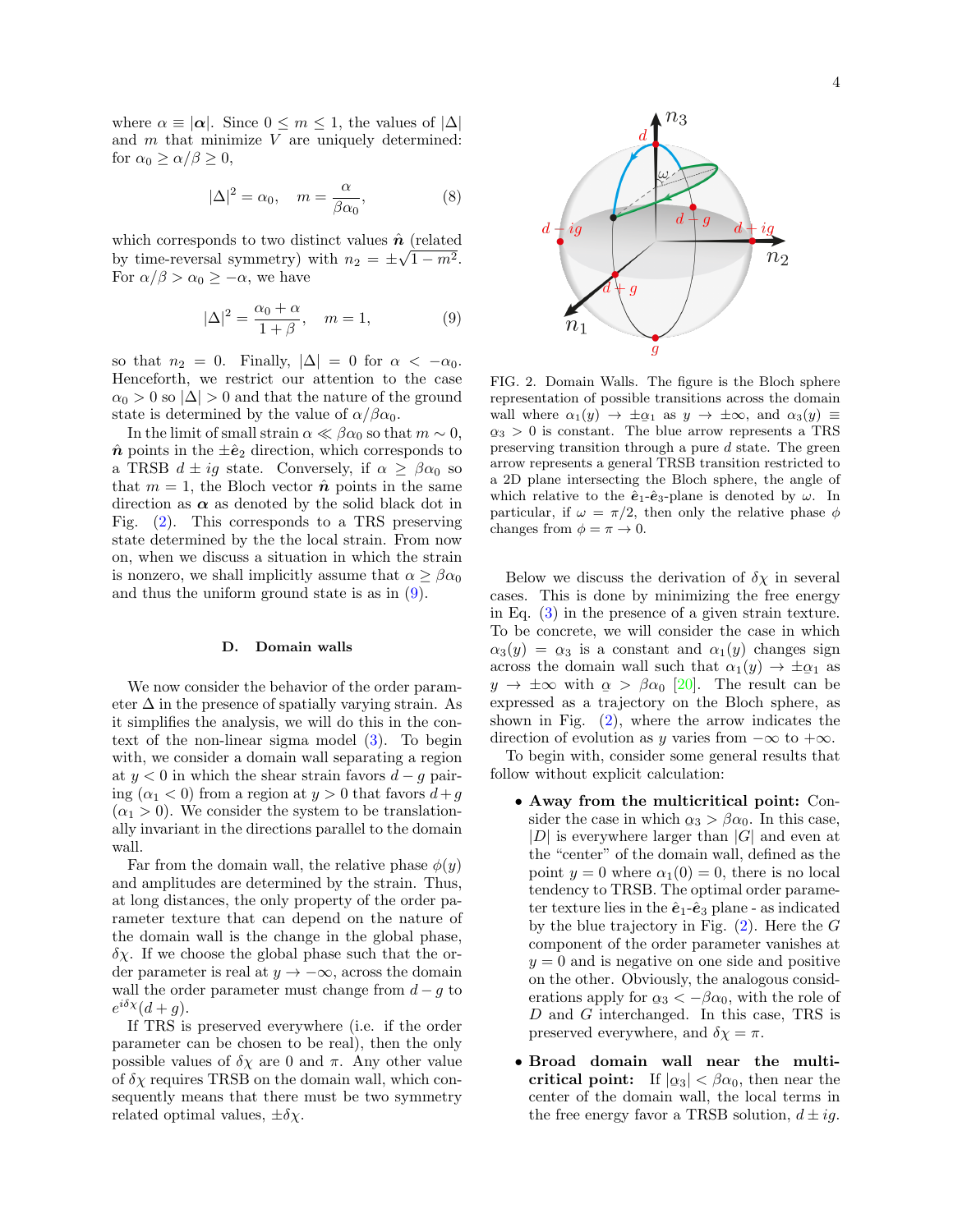where $\alpha \equiv |\boldsymbol{\alpha}|$. Since $0 \leq m \leq 1$, the values of $|\Delta|$ and $m$ that minimize $V$ are uniquely determined: for $\alpha_0 \geq \alpha/\beta \geq 0$,

$$|\Delta|^2 = \alpha_0, \quad m = \frac{\alpha}{\beta\alpha_0}, \tag{8}$$

which corresponds to two distinct values $\hat{\boldsymbol{n}}$ (related by time-reversal symmetry) with $n_2 = \pm\sqrt{1-m^2}$. For $\alpha/\beta > \alpha_0 \geq -\alpha$, we have

$$|\Delta|^2 = \frac{\alpha_0 + \alpha}{1+\beta}, \quad m = 1, \tag{9}$$

so that $n_2 = 0$. Finally, $|\Delta| = 0$ for $\alpha < -\alpha_0$. Henceforth, we restrict our attention to the case $\alpha_0 > 0$ so $|\Delta| > 0$ and that the nature of the ground state is determined by the value of $\alpha/\beta\alpha_0$.

In the limit of small strain $\alpha \ll \beta\alpha_0$ so that $m \sim 0$, $\hat{\boldsymbol{n}}$ points in the $\pm\hat{\boldsymbol{e}}_2$ direction, which corresponds to a TRSB $d \pm ig$ state. Conversely, if $\alpha \geq \beta\alpha_0$ so that $m = 1$, the Bloch vector $\hat{\boldsymbol{n}}$ points in the same direction as $\boldsymbol{\alpha}$ as denoted by the solid black dot in Fig. (2). This corresponds to a TRS preserving state determined by the the local strain. From now on, when we discuss a situation in which the strain is nonzero, we shall implicitly assume that $\alpha \geq \beta\alpha_0$ and thus the uniform ground state is as in (9).

### D. Domain walls

We now consider the behavior of the order parameter $\Delta$ in the presence of spatially varying strain. As it simplifies the analysis, we will do this in the context of the non-linear sigma model (3). To begin with, we consider a domain wall separating a region at $y < 0$ in which the shear strain favors $d - g$ pairing ($\alpha_1 < 0$) from a region at $y > 0$ that favors $d + g$ ($\alpha_1 > 0$). We consider the system to be translationally invariant in the directions parallel to the domain wall.

Far from the domain wall, the relative phase $\phi(y)$ and amplitudes are determined by the strain. Thus, at long distances, the only property of the order parameter texture that can depend on the nature of the domain wall is the change in the global phase, $\delta\chi$. If we choose the global phase such that the order parameter is real at $y \to -\infty$, across the domain wall the order parameter must change from $d - g$ to $e^{i\delta\chi}(d+g)$.

If TRS is preserved everywhere (i.e. if the order parameter can be chosen to be real), then the only possible values of $\delta\chi$ are 0 and $\pi$. Any other value of $\delta\chi$ requires TRSB on the domain wall, which consequently means that there must be two symmetry related optimal values, $\pm\delta\chi$.

FIG. 2. Domain Walls. The figure is the Bloch sphere representation of possible transitions across the domain wall where $\alpha_1(y) \to \pm\alpha_1$ as $y \to \pm\infty$, and $\alpha_3(y) \equiv \alpha_3 > 0$ is constant. The blue arrow represents a TRS preserving transition through a pure $d$ state. The green arrow represents a general TRSB transition restricted to a 2D plane intersecting the Bloch sphere, the angle of which relative to the $\hat{\mathbf{e}}_1$-$\hat{\mathbf{e}}_3$-plane is denoted by $\omega$. In particular, if $\omega = \pi/2$, then only the relative phase $\phi$ changes from $\phi = \pi \to 0$.

Below we discuss the derivation of $\delta\chi$ in several cases. This is done by minimizing the free energy in Eq. (3) in the presence of a given strain texture. To be concrete, we will consider the case in which $\alpha_3(y) = \alpha_3$ is a constant and $\alpha_1(y)$ changes sign across the domain wall such that $\alpha_1(y) \to \pm\alpha_1$ as $y \to \pm\infty$ with $\underset{\sim}{\alpha} > \beta\alpha_0$ [20]. The result can be expressed as a trajectory on the Bloch sphere, as shown in Fig. (2), where the arrow indicates the direction of evolution as $y$ varies from $-\infty$ to $+\infty$.

To begin with, consider some general results that follow without explicit calculation:

- **Away from the multicritical point:** Consider the case in which $\alpha_3 > \beta\alpha_0$. In this case, $|D|$ is everywhere larger than $|G|$ and even at the "center" of the domain wall, defined as the point $y = 0$ where $\alpha_1(0) = 0$, there is no local tendency to TRSB. The optimal order parameter texture lies in the $\hat{\mathbf{e}}_1$-$\hat{\mathbf{e}}_3$ plane - as indicated by the blue trajectory in Fig. (2). Here the $G$ component of the order parameter vanishes at $y = 0$ and is negative on one side and positive on the other. Obviously, the analogous considerations apply for $\alpha_3 < -\beta\alpha_0$, with the role of $D$ and $G$ interchanged. In this case, TRS is preserved everywhere, and $\delta\chi = \pi$.

- **Broad domain wall near the multicritical point:** If $|\alpha_3| < \beta\alpha_0$, then near the center of the domain wall, the local terms in the free energy favor a TRSB solution, $d \pm ig$.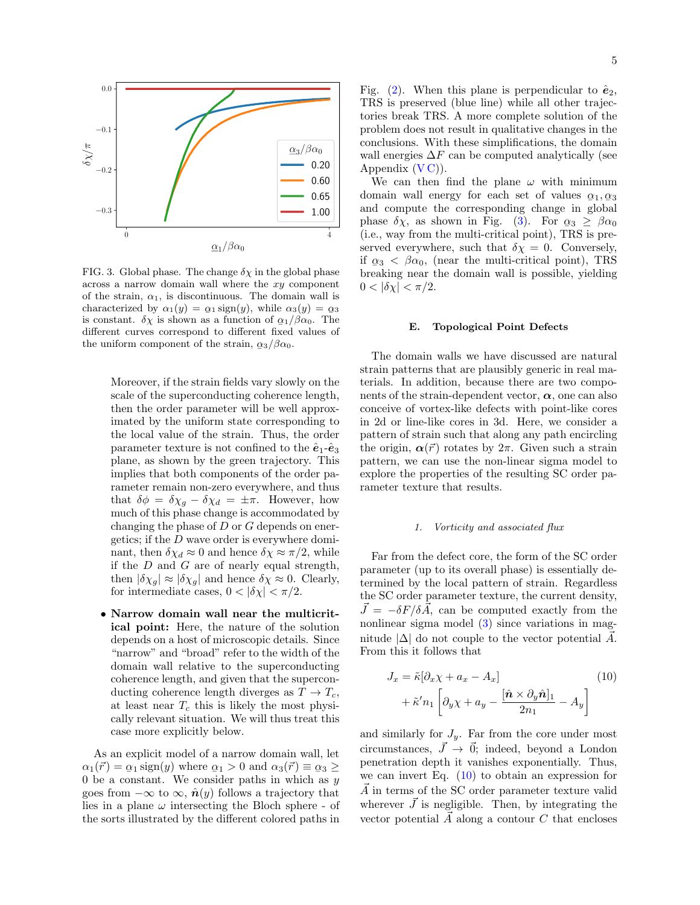FIG. 3. Global phase. The change $\delta\chi$ in the global phase across a narrow domain wall where the $xy$ component of the strain, $\alpha_1$, is discontinuous. The domain wall is characterized by $\alpha_1(y) = \underline{\alpha}_1 \,\mathrm{sign}(y)$, while $\alpha_3(y) = \underline{\alpha}_3$ is constant. $\delta\chi$ is shown as a function of $\underline{\alpha}_1/\beta\alpha_0$. The different curves correspond to different fixed values of the uniform component of the strain, $\underline{\alpha}_3/\beta\alpha_0$.

Moreover, if the strain fields vary slowly on the scale of the superconducting coherence length, then the order parameter will be well approximated by the uniform state corresponding to the local value of the strain. Thus, the order parameter texture is not confined to the $\hat{\boldsymbol{e}}_1$-$\hat{\boldsymbol{e}}_3$ plane, as shown by the green trajectory. This implies that both components of the order parameter remain non-zero everywhere, and thus that $\delta\phi = \delta\chi_g - \delta\chi_d = \pm\pi$. However, how much of this phase change is accommodated by changing the phase of $D$ or $G$ depends on energetics; if the $D$ wave order is everywhere dominant, then $\delta\chi_d \approx 0$ and hence $\delta\chi \approx \pi/2$, while if the $D$ and $G$ are of nearly equal strength, then $|\delta\chi_g| \approx |\delta\chi_g|$ and hence $\delta\chi \approx 0$. Clearly, for intermediate cases, $0 < |\delta\chi| < \pi/2$.

- **Narrow domain wall near the multicritical point:** Here, the nature of the solution depends on a host of microscopic details. Since "narrow" and "broad" refer to the width of the domain wall relative to the superconducting coherence length, and given that the superconducting coherence length diverges as $T \to T_c$, at least near $T_c$ this is likely the most physically relevant situation. We will thus treat this case more explicitly below.

As an explicit model of a narrow domain wall, let $\alpha_1(\vec{r}) = \underline{\alpha}_1 \,\mathrm{sign}(y)$ where $\underline{\alpha}_1 > 0$ and $\alpha_3(\vec{r}) \equiv \underline{\alpha}_3 \geq 0$ be a constant. We consider paths in which as $y$ goes from $-\infty$ to $\infty$, $\hat{\boldsymbol{n}}(y)$ follows a trajectory that lies in a plane $\omega$ intersecting the Bloch sphere - of the sorts illustrated by the different colored paths in Fig. (2). When this plane is perpendicular to $\hat{\boldsymbol{e}}_2$, TRS is preserved (blue line) while all other trajectories break TRS. A more complete solution of the problem does not result in qualitative changes in the conclusions. With these simplifications, the domain wall energies $\Delta F$ can be computed analytically (see Appendix (V C)).

We can then find the plane $\omega$ with minimum domain wall energy for each set of values $\underline{\alpha}_1, \underline{\alpha}_3$ and compute the corresponding change in global phase $\delta\chi$, as shown in Fig. (3). For $\underline{\alpha}_3 \geq \beta\alpha_0$ (i.e., way from the multi-critical point), TRS is preserved everywhere, such that $\delta\chi = 0$. Conversely, if $\underline{\alpha}_3 < \beta\alpha_0$, (near the multi-critical point), TRS breaking near the domain wall is possible, yielding $0 < |\delta\chi| < \pi/2$.

### E. Topological Point Defects

The domain walls we have discussed are natural strain patterns that are plausibly generic in real materials. In addition, because there are two components of the strain-dependent vector, $\boldsymbol{\alpha}$, one can also conceive of vortex-like defects with point-like cores in 2d or line-like cores in 3d. Here, we consider a pattern of strain such that along any path encircling the origin, $\boldsymbol{\alpha}(\vec{r})$ rotates by $2\pi$. Given such a strain pattern, we can use the non-linear sigma model to explore the properties of the resulting SC order parameter texture that results.

#### 1. Vorticity and associated flux

Far from the defect core, the form of the SC order parameter (up to its overall phase) is essentially determined by the local pattern of strain. Regardless the SC order parameter texture, the current density, $\vec{J} = -\delta F/\delta\vec{A}$, can be computed exactly from the nonlinear sigma model (3) since variations in magnitude $|\Delta|$ do not couple to the vector potential $\vec{A}$. From this it follows that

$$
\begin{aligned}
J_x &= \tilde{\kappa}[\partial_x\chi + a_x - A_x] \\
&\quad + \tilde{\kappa}' n_1\left[\partial_y\chi + a_y - \frac{[\hat{\boldsymbol{n}} \times \partial_y\hat{\boldsymbol{n}}]_1}{2n_1} - A_y\right]
\end{aligned}
\tag{10}
$$

and similarly for $J_y$. Far from the core under most circumstances, $\vec{J} \to \vec{0}$; indeed, beyond a London penetration depth it vanishes exponentially. Thus, we can invert Eq. (10) to obtain an expression for $\vec{A}$ in terms of the SC order parameter texture valid wherever $\vec{J}$ is negligible. Then, by integrating the vector potential $\vec{A}$ along a contour $C$ that encloses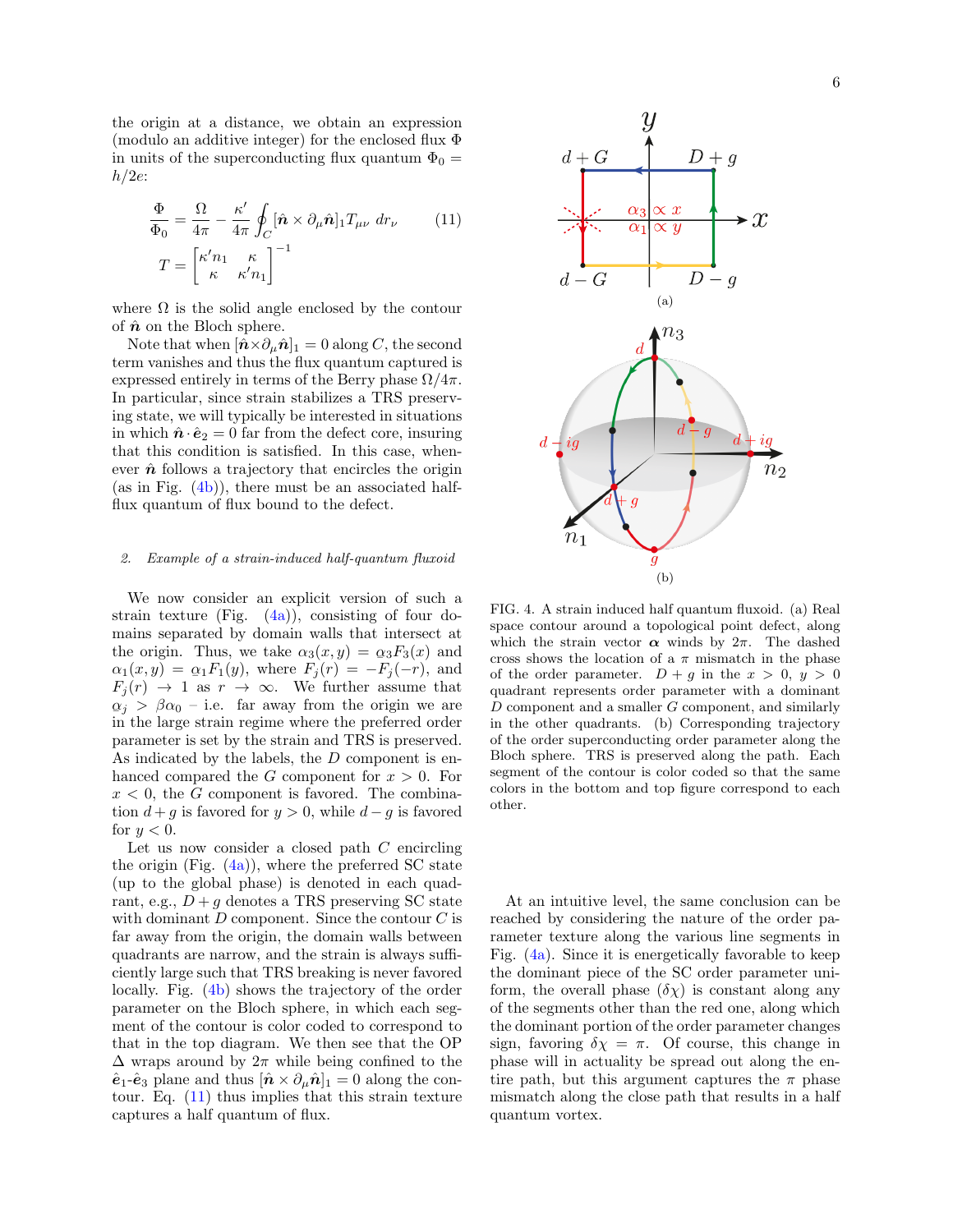the origin at a distance, we obtain an expression (modulo an additive integer) for the enclosed flux $\Phi$ in units of the superconducting flux quantum $\Phi_0 = h/2e$:

$$\frac{\Phi}{\Phi_0} = \frac{\Omega}{4\pi} - \frac{\kappa'}{4\pi}\oint_C [\hat{\boldsymbol{n}} \times \partial_\mu \hat{\boldsymbol{n}}]_1 T_{\mu\nu}\, dr_\nu \qquad (11)$$

$$T = \begin{bmatrix} \kappa' n_1 & \kappa \\ \kappa & \kappa' n_1 \end{bmatrix}^{-1}$$

where $\Omega$ is the solid angle enclosed by the contour of $\hat{\boldsymbol{n}}$ on the Bloch sphere.

Note that when $[\hat{\boldsymbol{n}} \times \partial_\mu \hat{\boldsymbol{n}}]_1 = 0$ along $C$, the second term vanishes and thus the flux quantum captured is expressed entirely in terms of the Berry phase $\Omega/4\pi$. In particular, since strain stabilizes a TRS preserving state, we will typically be interested in situations in which $\hat{\boldsymbol{n}} \cdot \hat{\boldsymbol{e}}_2 = 0$ far from the defect core, insuring that this condition is satisfied. In this case, whenever $\hat{\boldsymbol{n}}$ follows a trajectory that encircles the origin (as in Fig. (4b)), there must be an associated half-flux quantum of flux bound to the defect.

### 2. Example of a strain-induced half-quantum fluxoid

We now consider an explicit version of such a strain texture (Fig. (4a)), consisting of four domains separated by domain walls that intersect at the origin. Thus, we take $\alpha_3(x, y) = \alpha_3 F_3(x)$ and $\alpha_1(x, y) = \alpha_1 F_1(y)$, where $F_j(r) = -F_j(-r)$, and $F_j(r) \to 1$ as $r \to \infty$. We further assume that $\alpha_j > \beta\alpha_0$ – i.e. far away from the origin we are in the large strain regime where the preferred order parameter is set by the strain and TRS is preserved. As indicated by the labels, the $D$ component is enhanced compared the $G$ component for $x > 0$. For $x < 0$, the $G$ component is favored. The combination $d + g$ is favored for $y > 0$, while $d - g$ is favored for $y < 0$.

Let us now consider a closed path $C$ encircling the origin (Fig. (4a)), where the preferred SC state (up to the global phase) is denoted in each quadrant, e.g., $D + g$ denotes a TRS preserving SC state with dominant $D$ component. Since the contour $C$ is far away from the origin, the domain walls between quadrants are narrow, and the strain is always sufficiently large such that TRS breaking is never favored locally. Fig. (4b) shows the trajectory of the order parameter on the Bloch sphere, in which each segment of the contour is color coded to correspond to that in the top diagram. We then see that the OP $\Delta$ wraps around by $2\pi$ while being confined to the $\hat{\boldsymbol{e}}_1$-$\hat{\boldsymbol{e}}_3$ plane and thus $[\hat{\boldsymbol{n}} \times \partial_\mu \hat{\boldsymbol{n}}]_1 = 0$ along the contour. Eq. (11) thus implies that this strain texture captures a half quantum of flux.

FIG. 4. A strain induced half quantum fluxoid. (a) Real space contour around a topological point defect, along which the strain vector $\boldsymbol{\alpha}$ winds by $2\pi$. The dashed cross shows the location of a $\pi$ mismatch in the phase of the order parameter. $D + g$ in the $x > 0$, $y > 0$ quadrant represents order parameter with a dominant $D$ component and a smaller $G$ component, and similarly in the other quadrants. (b) Corresponding trajectory of the order superconducting order parameter along the Bloch sphere. TRS is preserved along the path. Each segment of the contour is color coded so that the same colors in the bottom and top figure correspond to each other.

At an intuitive level, the same conclusion can be reached by considering the nature of the order parameter texture along the various line segments in Fig. (4a). Since it is energetically favorable to keep the dominant piece of the SC order parameter uniform, the overall phase ($\delta\chi$) is constant along any of the segments other than the red one, along which the dominant portion of the order parameter changes sign, favoring $\delta\chi = \pi$. Of course, this change in phase will in actuality be spread out along the entire path, but this argument captures the $\pi$ phase mismatch along the close path that results in a half quantum vortex.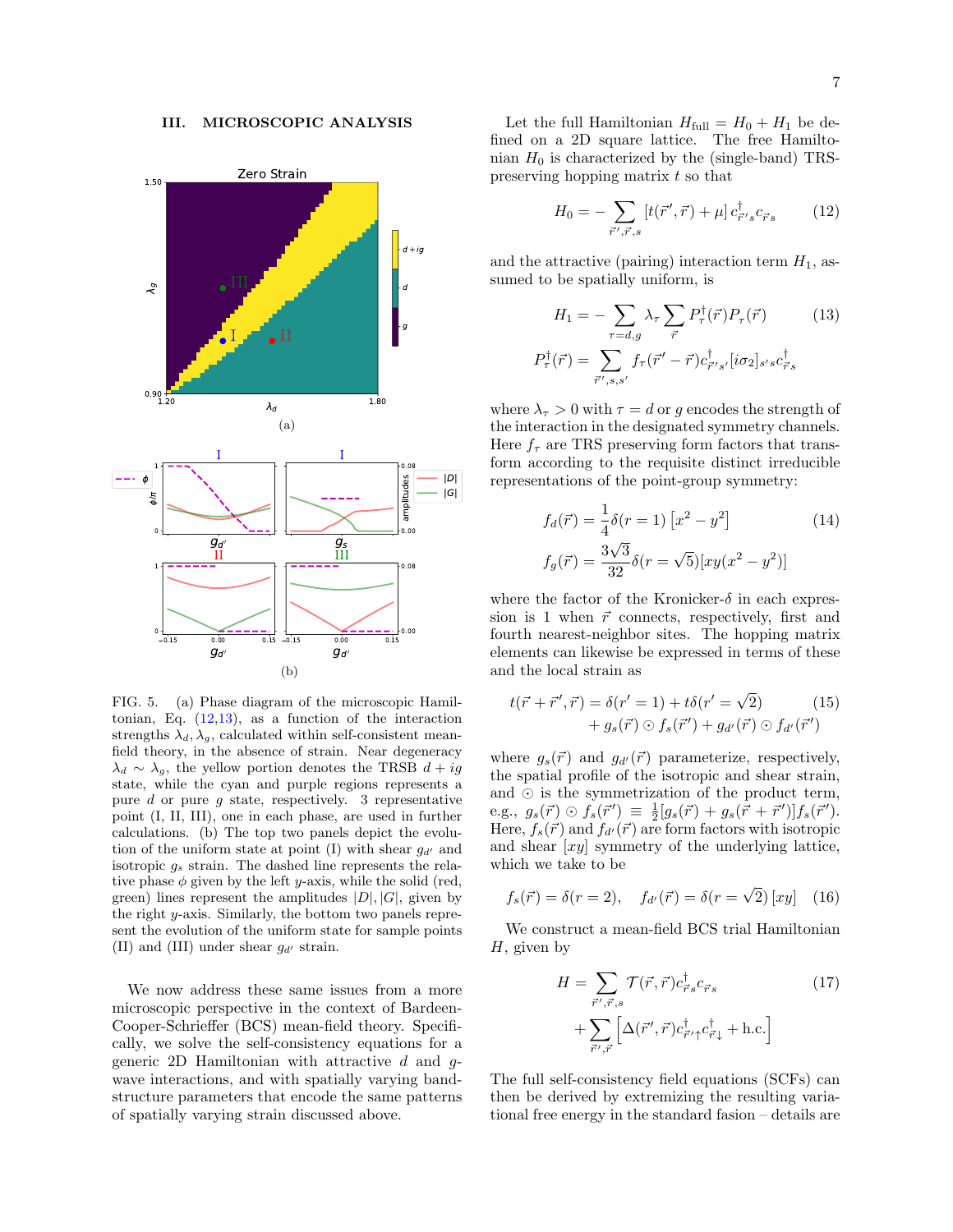## III. MICROSCOPIC ANALYSIS

FIG. 5. (a) Phase diagram of the microscopic Hamiltonian, Eq. (12,13), as a function of the interaction strengths $\lambda_d, \lambda_g$, calculated within self-consistent mean-field theory, in the absence of strain. Near degeneracy $\lambda_d \sim \lambda_g$, the yellow portion denotes the TRSB $d + ig$ state, while the cyan and purple regions represents a pure $d$ or pure $g$ state, respectively. 3 representative point (I, II, III), one in each phase, are used in further calculations. (b) The top two panels depict the evolution of the uniform state at point (I) with shear $g_{d'}$ and isotropic $g_s$ strain. The dashed line represents the relative phase $\phi$ given by the left $y$-axis, while the solid (red, green) lines represent the amplitudes $|D|, |G|$, given by the right $y$-axis. Similarly, the bottom two panels represent the evolution of the uniform state for sample points (II) and (III) under shear $g_{d'}$ strain.

We now address these same issues from a more microscopic perspective in the context of Bardeen-Cooper-Schrieffer (BCS) mean-field theory. Specifically, we solve the self-consistency equations for a generic 2D Hamiltonian with attractive $d$ and $g$-wave interactions, and with spatially varying band-structure parameters that encode the same patterns of spatially varying strain discussed above.

Let the full Hamiltonian $H_{\text{full}} = H_0 + H_1$ be defined on a 2D square lattice. The free Hamiltonian $H_0$ is characterized by the (single-band) TRS-preserving hopping matrix $t$ so that

$$H_0 = -\sum_{\vec{r}',\vec{r},s} [t(\vec{r}',\vec{r}) + \mu]\, c^\dagger_{\vec{r}'s} c_{\vec{r}s} \tag{12}$$

and the attractive (pairing) interaction term $H_1$, assumed to be spatially uniform, is

$$H_1 = -\sum_{\tau=d,g} \lambda_\tau \sum_{\vec{r}} P^\dagger_\tau(\vec{r}) P_\tau(\vec{r}) \tag{13}$$

$$P^\dagger_\tau(\vec{r}) = \sum_{\vec{r}',s,s'} f_\tau(\vec{r}' - \vec{r}) c^\dagger_{\vec{r}'s'} [i\sigma_2]_{s's} c^\dagger_{\vec{r}s}$$

where $\lambda_\tau > 0$ with $\tau = d$ or $g$ encodes the strength of the interaction in the designated symmetry channels. Here $f_\tau$ are TRS preserving form factors that transform according to the requisite distinct irreducible representations of the point-group symmetry:

$$f_d(\vec{r}) = \frac{1}{4}\delta(r = 1)\left[x^2 - y^2\right] \tag{14}$$

$$f_g(\vec{r}) = \frac{3\sqrt{3}}{32}\delta(r = \sqrt{5})[xy(x^2 - y^2)]$$

where the factor of the Kronicker-$\delta$ in each expression is 1 when $\vec{r}$ connects, respectively, first and fourth nearest-neighbor sites. The hopping matrix elements can likewise be expressed in terms of these and the local strain as

$$t(\vec{r} + \vec{r}', \vec{r}) = \delta(r' = 1) + t\delta(r' = \sqrt{2}) + g_s(\vec{r}) \odot f_s(\vec{r}') + g_{d'}(\vec{r}) \odot f_{d'}(\vec{r}') \tag{15}$$

where $g_s(\vec{r})$ and $g_{d'}(\vec{r})$ parameterize, respectively, the spatial profile of the isotropic and shear strain, and $\odot$ is the symmetrization of the product term, e.g., $g_s(\vec{r}) \odot f_s(\vec{r}') \equiv \frac{1}{2}[g_s(\vec{r}) + g_s(\vec{r} + \vec{r}')] f_s(\vec{r}')$. Here, $f_s(\vec{r})$ and $f_{d'}(\vec{r})$ are form factors with isotropic and shear $[xy]$ symmetry of the underlying lattice, which we take to be

$$f_s(\vec{r}) = \delta(r = 2), \quad f_{d'}(\vec{r}) = \delta(r = \sqrt{2})\,[xy] \tag{16}$$

We construct a mean-field BCS trial Hamiltonian $H$, given by

$$H = \sum_{\vec{r}',\vec{r},s} \mathcal{T}(\vec{r}', \vec{r}) c^\dagger_{\vec{r}s} c_{\vec{r}s} + \sum_{\vec{r}',\vec{r}} \left[\Delta(\vec{r}', \vec{r}) c^\dagger_{\vec{r}'\uparrow} c^\dagger_{\vec{r}\downarrow} + \text{h.c.}\right] \tag{17}$$

The full self-consistency field equations (SCFs) can then be derived by extremizing the resulting variational free energy in the standard fasion – details are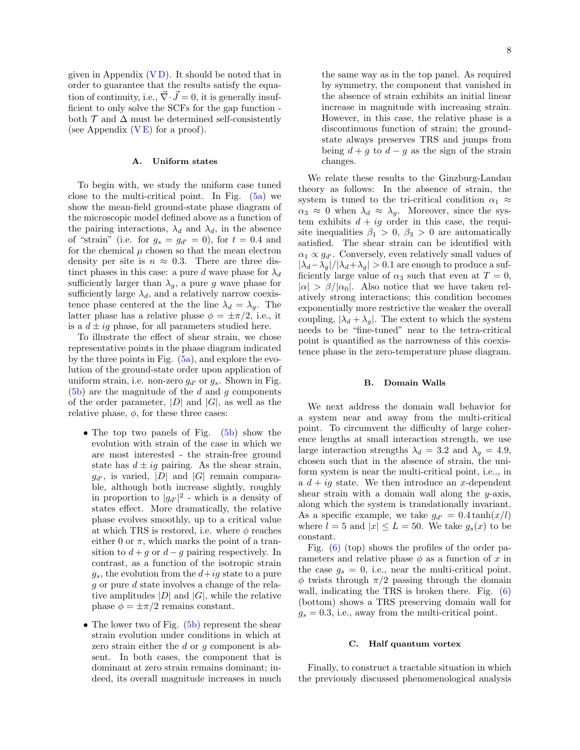given in Appendix (V D). It should be noted that in order to guarantee that the results satisfy the equation of continuity, i.e., $\vec{\nabla}\cdot\vec{J}=0$, it is generally insufficient to only solve the SCFs for the gap function - both $\mathcal{T}$ and $\Delta$ must be determined self-consistently (see Appendix (V E) for a proof).

### A. Uniform states

To begin with, we study the uniform case tuned close to the multi-critical point. In Fig. (5a) we show the mean-field ground-state phase diagram of the microscopic model defined above as a function of the pairing interactions, $\lambda_d$ and $\lambda_d$, in the absence of "strain" (i.e. for $g_s = g_{d'} = 0$), for $t = 0.4$ and for the chemical $\mu$ chosen so that the mean electron density per site is $n \approx 0.3$. There are three distinct phases in this case: a pure $d$ wave phase for $\lambda_d$ sufficiently larger than $\lambda_g$, a pure $g$ wave phase for sufficiently large $\lambda_d$, and a relatively narrow coexistence phase centered at the the line $\lambda_d = \lambda_g$. The latter phase has a relative phase $\phi = \pm\pi/2$, i.e., it is a $d \pm ig$ phase, for all parameters studied here.

To illustrate the effect of shear strain, we chose representative points in the phase diagram indicated by the three points in Fig. (5a), and explore the evolution of the ground-state order upon application of uniform strain, i.e. non-zero $g_{d'}$ or $g_s$. Shown in Fig. (5b) are the magnitude of the $d$ and $g$ components of the order parameter, $|D|$ and $|G|$, as well as the relative phase, $\phi$, for these three cases:

- The top two panels of Fig. (5b) show the evolution with strain of the case in which we are most interested - the strain-free ground state has $d \pm ig$ pairing. As the shear strain, $g_{d'}$, is varied, $|D|$ and $|G|$ remain comparable, although both increase slightly, roughly in proportion to $|g_{d'}|^2$ - which is a density of states effect. More dramatically, the relative phase evolves smoothly, up to a critical value at which TRS is restored, i.e. where $\phi$ reaches either 0 or $\pi$, which marks the point of a transition to $d+g$ or $d-g$ pairing respectively. In contrast, as a function of the isotropic strain $g_s$, the evolution from the $d+ig$ state to a pure $g$ or pure $d$ state involves a change of the relative amplitudes $|D|$ and $|G|$, while the relative phase $\phi = \pm\pi/2$ remains constant.
- The lower two of Fig. (5b) represent the shear strain evolution under conditions in which at zero strain either the $d$ or $g$ component is absent. In both cases, the component that is dominant at zero strain remains dominant; indeed, its overall magnitude increases in much the same way as in the top panel. As required by symmetry, the component that vanished in the absence of strain exhibits an initial linear increase in magnitude with increasing strain. However, in this case, the relative phase is a discontinuous function of strain; the ground-state always preserves TRS and jumps from being $d+g$ to $d-g$ as the sign of the strain changes.

We relate these results to the Ginzburg-Landau theory as follows: In the absence of strain, the system is tuned to the tri-critical condition $\alpha_1 \approx \alpha_3 \approx 0$ when $\lambda_d \approx \lambda_g$. Moreover, since the system exhibits $d+ig$ order in this case, the requisite inequalities $\beta_1 > 0$, $\beta_3 > 0$ are automatically satisfied. The shear strain can be identified with $\alpha_1 \propto g_{d'}$. Conversely, even relatively small values of $|\lambda_d - \lambda_g|/|\lambda_d + \lambda_g| > 0.1$ are enough to produce a sufficiently large value of $\alpha_3$ such that even at $T = 0$, $|\alpha| > \beta/|\alpha_0|$. Also notice that we have taken relatively strong interactions; this condition becomes exponentially more restrictive the weaker the overall coupling, $|\lambda_d + \lambda_g|$. The extent to which the system needs to be "fine-tuned" near to the tetra-critical point is quantified as the narrowness of this coexistence phase in the zero-temperature phase diagram.

### B. Domain Walls

We next address the domain wall behavior for a system near and away from the multi-critical point. To circumvent the difficulty of large coherence lengths at small interaction strength, we use large interaction strengths $\lambda_d = 3.2$ and $\lambda_g = 4.9$, chosen such that in the absence of strain, the uniform system is near the multi-critical point, i.e.., in a $d+ig$ state. We then introduce an $x$-dependent shear strain with a domain wall along the $y$-axis, along which the system is translationally invariant. As a specific example, we take $g_{d'} = 0.4\tanh(x/l)$ where $l = 5$ and $|x| \le L = 50$. We take $g_s(x)$ to be constant.

Fig. (6) (top) shows the profiles of the order parameters and relative phase $\phi$ as a function of $x$ in the case $g_s = 0$, i.e., near the multi-critical point. $\phi$ twists through $\pi/2$ passing through the domain wall, indicating the TRS is broken there. Fig. (6) (bottom) shows a TRS preserving domain wall for $g_s = 0.3$, i.e., away from the multi-critical point.

### C. Half quantum vortex

Finally, to construct a tractable situation in which the previously discussed phenomenological analysis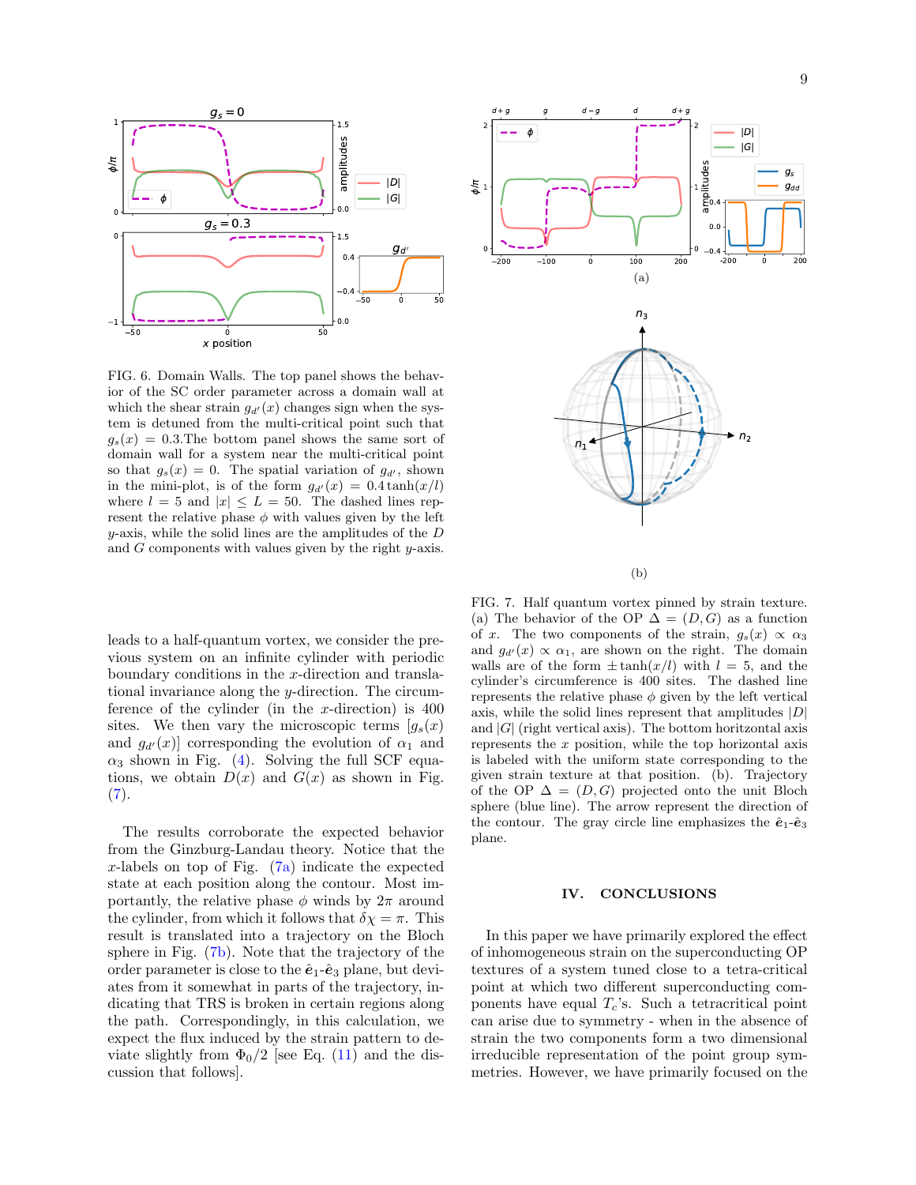FIG. 6. Domain Walls. The top panel shows the behavior of the SC order parameter across a domain wall at which the shear strain $g_{d'}(x)$ changes sign when the system is detuned from the multi-critical point such that $g_s(x) = 0.3$.The bottom panel shows the same sort of domain wall for a system near the multi-critical point so that $g_s(x) = 0$. The spatial variation of $g_{d'}$, shown in the mini-plot, is of the form $g_{d'}(x) = 0.4\tanh(x/l)$ where $l = 5$ and $|x| \leq L = 50$. The dashed lines represent the relative phase $\phi$ with values given by the left $y$-axis, while the solid lines are the amplitudes of the $D$ and $G$ components with values given by the right $y$-axis.

leads to a half-quantum vortex, we consider the previous system on an infinite cylinder with periodic boundary conditions in the $x$-direction and translation invariance along the $y$-direction. The circumference of the cylinder (in the $x$-direction) is 400 sites. We then vary the microscopic terms [$g_s(x)$ and $g_{d'}(x)$] corresponding the evolution of $\alpha_1$ and $\alpha_3$ shown in Fig. (4). Solving the full SCF equations, we obtain $D(x)$ and $G(x)$ as shown in Fig. (7).

The results corroborate the expected behavior from the Ginzburg-Landau theory. Notice that the $x$-labels on top of Fig. (7a) indicate the expected state at each position along the contour. Most importantly, the relative phase $\phi$ winds by $2\pi$ around the cylinder, from which it follows that $\delta\chi = \pi$. This result is translated into a trajectory on the Bloch sphere in Fig. (7b). Note that the trajectory of the order parameter is close to the $\hat{\mathbf{e}}_1$-$\hat{\mathbf{e}}_3$ plane, but deviates from it somewhat in parts of the trajectory, indicating that TRS is broken in certain regions along the path. Correspondingly, in this calculation, we expect the flux induced by the strain pattern to deviate slightly from $\Phi_0/2$ [see Eq. (11) and the discussion that follows].

FIG. 7. Half quantum vortex pinned by strain texture. (a) The behavior of the OP $\Delta = (D, G)$ as a function of $x$. The two components of the strain, $g_s(x) \propto \alpha_3$ and $g_{d'}(x) \propto \alpha_1$, are shown on the right. The domain walls are of the form $\pm\tanh(x/l)$ with $l = 5$, and the cylinder's circumference is 400 sites. The dashed line represents the relative phase $\phi$ given by the left vertical axis, while the solid lines represent that amplitudes $|D|$ and $|G|$ (right vertical axis). The bottom horitzontal axis represents the $x$ position, while the top horizontal axis is labeled with the uniform state corresponding to the given strain texture at that position. (b). Trajectory of the OP $\Delta = (D, G)$ projected onto the unit Bloch sphere (blue line). The arrow represent the direction of the contour. The gray circle line emphasizes the $\hat{\mathbf{e}}_1$-$\hat{\mathbf{e}}_3$ plane.

## IV. CONCLUSIONS

In this paper we have primarily explored the effect of inhomogeneous strain on the superconducting OP textures of a system tuned close to a tetra-critical point at which two different superconducting components have equal $T_c$'s. Such a tetracritical point can arise due to symmetry - when in the absence of strain the two components form a two dimensional irreducible representation of the point group symmetries. However, we have primarily focused on the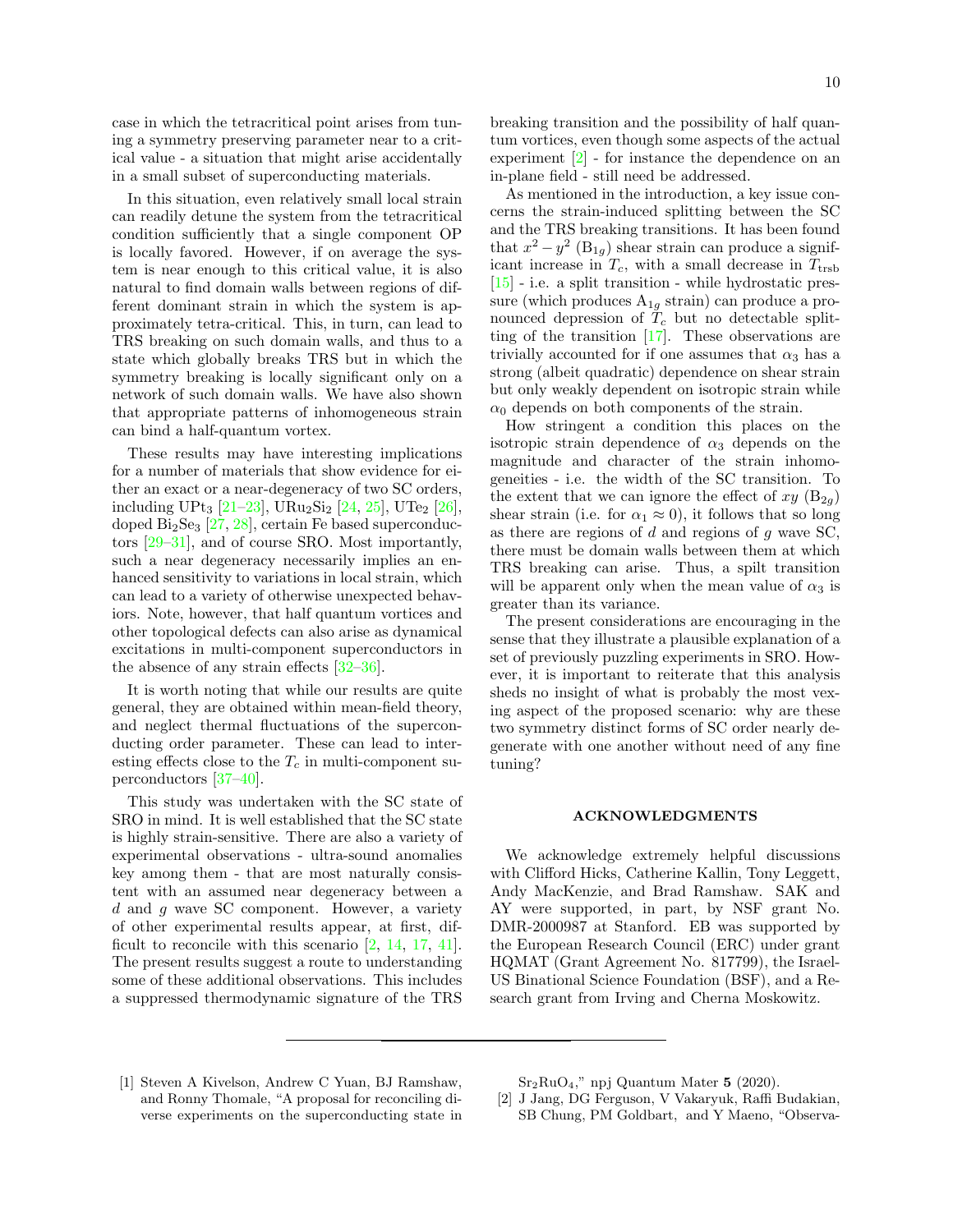case in which the tetracritical point arises from tuning a symmetry preserving parameter near to a critical value - a situation that might arise accidentally in a small subset of superconducting materials.

In this situation, even relatively small local strain can readily detune the system from the tetracritical condition sufficiently that a single component OP is locally favored. However, if on average the system is near enough to this critical value, it is also natural to find domain walls between regions of different dominant strain in which the system is approximately tetra-critical. This, in turn, can lead to TRS breaking on such domain walls, and thus to a state which globally breaks TRS but in which the symmetry breaking is locally significant only on a network of such domain walls. We have also shown that appropriate patterns of inhomogeneous strain can bind a half-quantum vortex.

These results may have interesting implications for a number of materials that show evidence for either an exact or a near-degeneracy of two SC orders, including $UPt_3$ [21–23], $URu_2Si_2$ [24, 25], $UTe_2$ [26], doped $Bi_2Se_3$ [27, 28], certain Fe based superconductors [29–31], and of course SRO. Most importantly, such a near degeneracy necessarily implies an enhanced sensitivity to variations in local strain, which can lead to a variety of otherwise unexpected behaviors. Note, however, that half quantum vortices and other topological defects can also arise as dynamical excitations in multi-component superconductors in the absence of any strain effects [32–36].

It is worth noting that while our results are quite general, they are obtained within mean-field theory, and neglect thermal fluctuations of the superconducting order parameter. These can lead to interesting effects close to the $T_c$ in multi-component superconductors [37–40].

This study was undertaken with the SC state of SRO in mind. It is well established that the SC state is highly strain-sensitive. There are also a variety of experimental observations - ultra-sound anomalies key among them - that are most naturally consistent with an assumed near degeneracy between a $d$ and $g$ wave SC component. However, a variety of other experimental results appear, at first, difficult to reconcile with this scenario [2, 14, 17, 41]. The present results suggest a route to understanding some of these additional observations. This includes a suppressed thermodynamic signature of the TRS breaking transition and the possibility of half quantum vortices, even though some aspects of the actual experiment [2] - for instance the dependence on an in-plane field - still need be addressed.

As mentioned in the introduction, a key issue concerns the strain-induced splitting between the SC and the TRS breaking transitions. It has been found that $x^2 - y^2$ ($B_{1g}$) shear strain can produce a significant increase in $T_c$, with a small decrease in $T_{\rm trsb}$ [15] - i.e. a split transition - while hydrostatic pressure (which produces $A_{1g}$ strain) can produce a pronounced depression of $T_c$ but no detectable splitting of the transition [17]. These observations are trivially accounted for if one assumes that $\alpha_3$ has a strong (albeit quadratic) dependence on shear strain but only weakly dependent on isotropic strain while $\alpha_0$ depends on both components of the strain.

How stringent a condition this places on the isotropic strain dependence of $\alpha_3$ depends on the magnitude and character of the strain inhomogeneities - i.e. the width of the SC transition. To the extent that we can ignore the effect of $xy$ ($B_{2g}$) shear strain (i.e. for $\alpha_1 \approx 0$), it follows that so long as there are regions of $d$ and regions of $g$ wave SC, there must be domain walls between them at which TRS breaking can arise. Thus, a spilt transition will be apparent only when the mean value of $\alpha_3$ is greater than its variance.

The present considerations are encouraging in the sense that they illustrate a plausible explanation of a set of previously puzzling experiments in SRO. However, it is important to reiterate that this analysis sheds no insight of what is probably the most vexing aspect of the proposed scenario: why are these two symmetry distinct forms of SC order nearly degenerate with one another without need of any fine tuning?

## ACKNOWLEDGMENTS

We acknowledge extremely helpful discussions with Clifford Hicks, Catherine Kallin, Tony Leggett, Andy MacKenzie, and Brad Ramshaw. SAK and AY were supported, in part, by NSF grant No. DMR-2000987 at Stanford. EB was supported by the European Research Council (ERC) under grant HQMAT (Grant Agreement No. 817799), the Israel-US Binational Science Foundation (BSF), and a Research grant from Irving and Cherna Moskowitz.

---

[1] Steven A Kivelson, Andrew C Yuan, BJ Ramshaw, and Ronny Thomale, "A proposal for reconciling diverse experiments on the superconducting state in $Sr_2RuO_4$," npj Quantum Mater **5** (2020).

[2] J Jang, DG Ferguson, V Vakaryuk, Raffi Budakian, SB Chung, PM Goldbart, and Y Maeno, "Observa-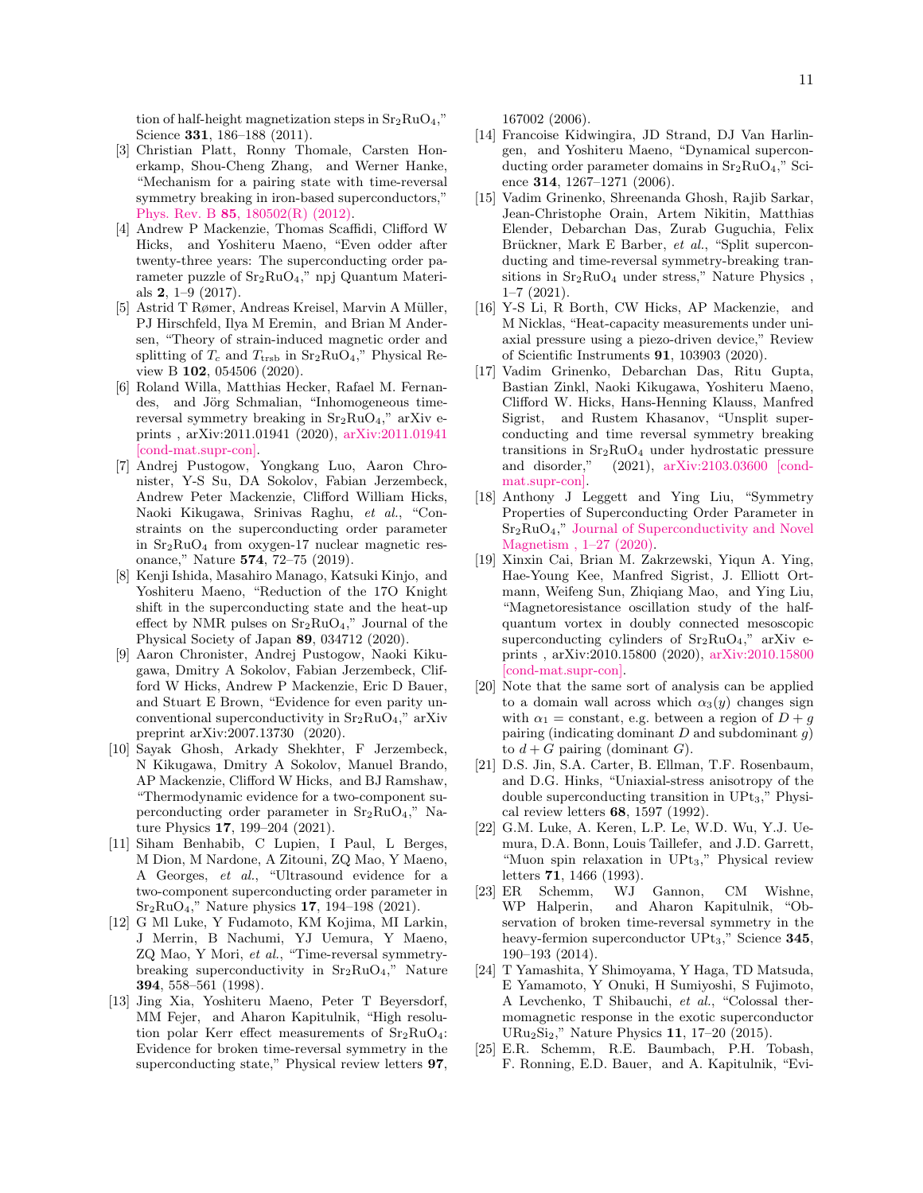tion of half-height magnetization steps in $Sr_2RuO_4$," Science **331**, 186–188 (2011).

[3] Christian Platt, Ronny Thomale, Carsten Honerkamp, Shou-Cheng Zhang, and Werner Hanke, "Mechanism for a pairing state with time-reversal symmetry breaking in iron-based superconductors," Phys. Rev. B **85**, 180502(R) (2012).

[4] Andrew P Mackenzie, Thomas Scaffidi, Clifford W Hicks, and Yoshiteru Maeno, "Even odder after twenty-three years: The superconducting order parameter puzzle of $Sr_2RuO_4$," npj Quantum Materials **2**, 1–9 (2017).

[5] Astrid T Rømer, Andreas Kreisel, Marvin A Müller, PJ Hirschfeld, Ilya M Eremin, and Brian M Andersen, "Theory of strain-induced magnetic order and splitting of $T_c$ and $T_{\mathrm{trsb}}$ in $Sr_2RuO_4$," Physical Review B **102**, 054506 (2020).

[6] Roland Willa, Matthias Hecker, Rafael M. Fernandes, and Jörg Schmalian, "Inhomogeneous time-reversal symmetry breaking in $Sr_2RuO_4$," arXiv e-prints , arXiv:2011.01941 (2020), arXiv:2011.01941 [cond-mat.supr-con].

[7] Andrej Pustogow, Yongkang Luo, Aaron Chronister, Y-S Su, DA Sokolov, Fabian Jerzembeck, Andrew Peter Mackenzie, Clifford William Hicks, Naoki Kikugawa, Srinivas Raghu, *et al.*, "Constraints on the superconducting order parameter in $Sr_2RuO_4$ from oxygen-17 nuclear magnetic resonance," Nature **574**, 72–75 (2019).

[8] Kenji Ishida, Masahiro Manago, Katsuki Kinjo, and Yoshiteru Maeno, "Reduction of the 17O Knight shift in the superconducting state and the heat-up effect by NMR pulses on $Sr_2RuO_4$," Journal of the Physical Society of Japan **89**, 034712 (2020).

[9] Aaron Chronister, Andrej Pustogow, Naoki Kikugawa, Dmitry A Sokolov, Fabian Jerzembeck, Clifford W Hicks, Andrew P Mackenzie, Eric D Bauer, and Stuart E Brown, "Evidence for even parity unconventional superconductivity in $Sr_2RuO_4$," arXiv preprint arXiv:2007.13730 (2020).

[10] Sayak Ghosh, Arkady Shekhter, F Jerzembeck, N Kikugawa, Dmitry A Sokolov, Manuel Brando, AP Mackenzie, Clifford W Hicks, and BJ Ramshaw, "Thermodynamic evidence for a two-component superconducting order parameter in $Sr_2RuO_4$," Nature Physics **17**, 199–204 (2021).

[11] Siham Benhabib, C Lupien, I Paul, L Berges, M Dion, M Nardone, A Zitouni, ZQ Mao, Y Maeno, A Georges, *et al.*, "Ultrasound evidence for a two-component superconducting order parameter in $Sr_2RuO_4$," Nature physics **17**, 194–198 (2021).

[12] G Ml Luke, Y Fudamoto, KM Kojima, MI Larkin, J Merrin, B Nachumi, YJ Uemura, Y Maeno, ZQ Mao, Y Mori, *et al.*, "Time-reversal symmetry-breaking superconductivity in $Sr_2RuO_4$," Nature **394**, 558–561 (1998).

[13] Jing Xia, Yoshiteru Maeno, Peter T Beyersdorf, MM Fejer, and Aharon Kapitulnik, "High resolution polar Kerr effect measurements of $Sr_2RuO_4$: Evidence for broken time-reversal symmetry in the superconducting state," Physical review letters **97**, 167002 (2006).

[14] Francoise Kidwingira, JD Strand, DJ Van Harlingen, and Yoshiteru Maeno, "Dynamical superconducting order parameter domains in $Sr_2RuO_4$," Science **314**, 1267–1271 (2006).

[15] Vadim Grinenko, Shreenanda Ghosh, Rajib Sarkar, Jean-Christophe Orain, Artem Nikitin, Matthias Elender, Debarchan Das, Zurab Guguchia, Felix Brückner, Mark E Barber, *et al.*, "Split superconducting and time-reversal symmetry-breaking transitions in $Sr_2RuO_4$ under stress," Nature Physics , 1–7 (2021).

[16] Y-S Li, R Borth, CW Hicks, AP Mackenzie, and M Nicklas, "Heat-capacity measurements under uniaxial pressure using a piezo-driven device," Review of Scientific Instruments **91**, 103903 (2020).

[17] Vadim Grinenko, Debarchan Das, Ritu Gupta, Bastian Zinkl, Naoki Kikugawa, Yoshiteru Maeno, Clifford W. Hicks, Hans-Henning Klauss, Manfred Sigrist, and Rustem Khasanov, "Unsplit superconducting and time reversal symmetry breaking transitions in $Sr_2RuO_4$ under hydrostatic pressure and disorder," (2021), arXiv:2103.03600 [cond-mat.supr-con].

[18] Anthony J Leggett and Ying Liu, "Symmetry Properties of Superconducting Order Parameter in $Sr_2RuO_4$," Journal of Superconductivity and Novel Magnetism , 1–27 (2020).

[19] Xinxin Cai, Brian M. Zakrzewski, Yiqun A. Ying, Hae-Young Kee, Manfred Sigrist, J. Elliott Ortmann, Weifeng Sun, Zhiqiang Mao, and Ying Liu, "Magnetoresistance oscillation study of the half-quantum vortex in doubly connected mesoscopic superconducting cylinders of $Sr_2RuO_4$," arXiv e-prints , arXiv:2010.15800 (2020), arXiv:2010.15800 [cond-mat.supr-con].

[20] Note that the same sort of analysis can be applied to a domain wall across which $\alpha_3(y)$ changes sign with $\alpha_1 =$ constant, e.g. between a region of $D + g$ pairing (indicating dominant $D$ and subdominant $g$) to $d + G$ pairing (dominant $G$).

[21] D.S. Jin, S.A. Carter, B. Ellman, T.F. Rosenbaum, and D.G. Hinks, "Uniaxial-stress anisotropy of the double superconducting transition in $UPt_3$," Physical review letters **68**, 1597 (1992).

[22] G.M. Luke, A. Keren, L.P. Le, W.D. Wu, Y.J. Uemura, D.A. Bonn, Louis Taillefer, and J.D. Garrett, "Muon spin relaxation in $UPt_3$," Physical review letters **71**, 1466 (1993).

[23] ER Schemm, WJ Gannon, CM Wishne, WP Halperin, and Aharon Kapitulnik, "Observation of broken time-reversal symmetry in the heavy-fermion superconductor $UPt_3$," Science **345**, 190–193 (2014).

[24] T Yamashita, Y Shimoyama, Y Haga, TD Matsuda, E Yamamoto, Y Onuki, H Sumiyoshi, S Fujimoto, A Levchenko, T Shibauchi, *et al.*, "Colossal thermomagnetic response in the exotic superconductor $URu_2Si_2$," Nature Physics **11**, 17–20 (2015).

[25] E.R. Schemm, R.E. Baumbach, P.H. Tobash, F. Ronning, E.D. Bauer, and A. Kapitulnik, "Evi-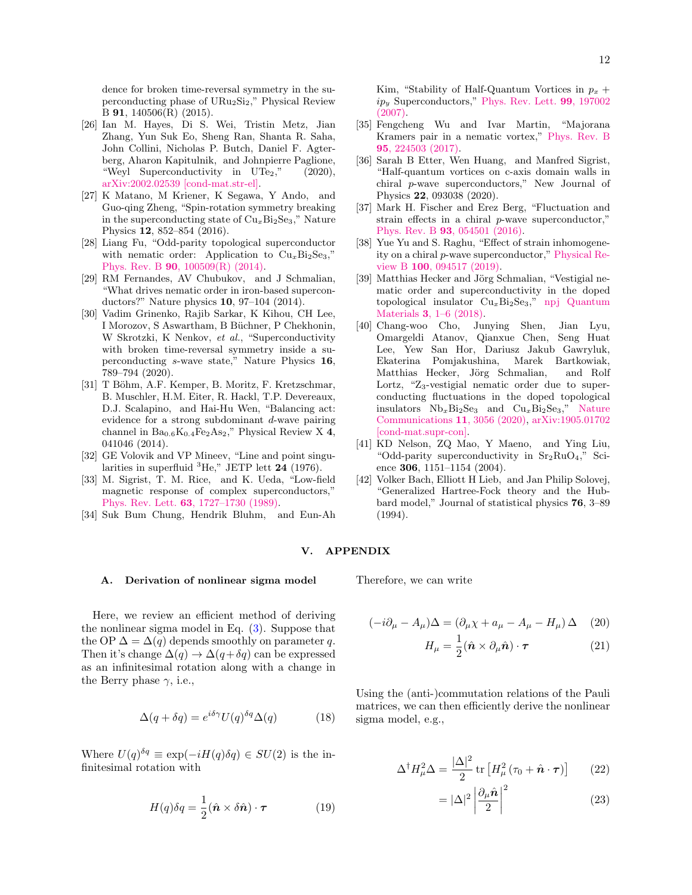dence for broken time-reversal symmetry in the superconducting phase of $URu_2Si_2$," Physical Review B **91**, 140506(R) (2015).

[26] Ian M. Hayes, Di S. Wei, Tristin Metz, Jian Zhang, Yun Suk Eo, Sheng Ran, Shanta R. Saha, John Collini, Nicholas P. Butch, Daniel F. Agterberg, Aharon Kapitulnik, and Johnpierre Paglione, "Weyl Superconductivity in $UTe_2$," (2020), arXiv:2002.02539 [cond-mat.str-el].

[27] K Matano, M Kriener, K Segawa, Y Ando, and Guo-qing Zheng, "Spin-rotation symmetry breaking in the superconducting state of $Cu_xBi_2Se_3$," Nature Physics **12**, 852–854 (2016).

[28] Liang Fu, "Odd-parity topological superconductor with nematic order: Application to $Cu_xBi_2Se_3$," Phys. Rev. B **90**, 100509(R) (2014).

[29] RM Fernandes, AV Chubukov, and J Schmalian, "What drives nematic order in iron-based superconductors?" Nature physics **10**, 97–104 (2014).

[30] Vadim Grinenko, Rajib Sarkar, K Kihou, CH Lee, I Morozov, S Aswartham, B Büchner, P Chekhonin, W Skrotzki, K Nenkov, *et al.*, "Superconductivity with broken time-reversal symmetry inside a superconducting *s*-wave state," Nature Physics **16**, 789–794 (2020).

[31] T Böhm, A.F. Kemper, B. Moritz, F. Kretzschmar, B. Muschler, H.M. Eiter, R. Hackl, T.P. Devereaux, D.J. Scalapino, and Hai-Hu Wen, "Balancing act: evidence for a strong subdominant *d*-wave pairing channel in $Ba_{0.6}K_{0.4}Fe_2As_2$," Physical Review X **4**, 041046 (2014).

[32] GE Volovik and VP Mineev, "Line and point singularities in superfluid $^3$He," JETP lett **24** (1976).

[33] M. Sigrist, T. M. Rice, and K. Ueda, "Low-field magnetic response of complex superconductors," Phys. Rev. Lett. **63**, 1727–1730 (1989).

[34] Suk Bum Chung, Hendrik Bluhm, and Eun-Ah Kim, "Stability of Half-Quantum Vortices in $p_x + ip_y$ Superconductors," Phys. Rev. Lett. **99**, 197002 (2007).

[35] Fengcheng Wu and Ivar Martin, "Majorana Kramers pair in a nematic vortex," Phys. Rev. B **95**, 224503 (2017).

[36] Sarah B Etter, Wen Huang, and Manfred Sigrist, "Half-quantum vortices on c-axis domain walls in chiral *p*-wave superconductors," New Journal of Physics **22**, 093038 (2020).

[37] Mark H. Fischer and Erez Berg, "Fluctuation and strain effects in a chiral *p*-wave superconductor," Phys. Rev. B **93**, 054501 (2016).

[38] Yue Yu and S. Raghu, "Effect of strain inhomogeneity on a chiral *p*-wave superconductor," Physical Review B **100**, 094517 (2019).

[39] Matthias Hecker and Jörg Schmalian, "Vestigial nematic order and superconductivity in the doped topological insulator $Cu_xBi_2Se_3$," npj Quantum Materials **3**, 1–6 (2018).

[40] Chang-woo Cho, Junying Shen, Jian Lyu, Omargeldi Atanov, Qianxue Chen, Seng Huat Lee, Yew San Hor, Dariusz Jakub Gawryluk, Ekaterina Pomjakushina, Marek Bartkowiak, Matthias Hecker, Jörg Schmalian, and Rolf Lortz, "$Z_3$-vestigial nematic order due to superconducting fluctuations in the doped topological insulators $Nb_xBi_2Se_3$ and $Cu_xBi_2Se_3$," Nature Communications **11**, 3056 (2020), arXiv:1905.01702 [cond-mat.supr-con].

[41] KD Nelson, ZQ Mao, Y Maeno, and Ying Liu, "Odd-parity superconductivity in $Sr_2RuO_4$," Science **306**, 1151–1154 (2004).

[42] Volker Bach, Elliott H Lieb, and Jan Philip Solovej, "Generalized Hartree-Fock theory and the Hubbard model," Journal of statistical physics **76**, 3–89 (1994).

## V. APPENDIX

### A. Derivation of nonlinear sigma model

Here, we review an efficient method of deriving the nonlinear sigma model in Eq. (3). Suppose that the OP $\Delta = \Delta(q)$ depends smoothly on parameter $q$. Then it's change $\Delta(q) \to \Delta(q+\delta q)$ can be expressed as an infinitesimal rotation along with a change in the Berry phase $\gamma$, i.e.,

$$\Delta(q+\delta q) = e^{i\delta\gamma} U(q)^{\delta q} \Delta(q) \tag{18}$$

Where $U(q)^{\delta q} \equiv \exp(-iH(q)\delta q) \in SU(2)$ is the infinitesimal rotation with

$$H(q)\delta q = \frac{1}{2}(\hat{\boldsymbol{n}} \times \delta\hat{\boldsymbol{n}}) \cdot \boldsymbol{\tau} \tag{19}$$

Therefore, we can write

$$(-i\partial_\mu - A_\mu)\Delta = (\partial_\mu \chi + a_\mu - A_\mu - H_\mu)\,\Delta \tag{20}$$

$$H_\mu = \frac{1}{2}(\hat{\boldsymbol{n}} \times \partial_\mu \hat{\boldsymbol{n}}) \cdot \boldsymbol{\tau} \tag{21}$$

Using the (anti-)commutation relations of the Pauli matrices, we can then efficiently derive the nonlinear sigma model, e.g.,

$$\Delta^\dagger H_\mu^2 \Delta = \frac{|\Delta|^2}{2}\,\mathrm{tr}\left[H_\mu^2\left(\tau_0 + \hat{\boldsymbol{n}} \cdot \boldsymbol{\tau}\right)\right] \tag{22}$$

$$= |\Delta|^2 \left|\frac{\partial_\mu \hat{\boldsymbol{n}}}{2}\right|^2 \tag{23}$$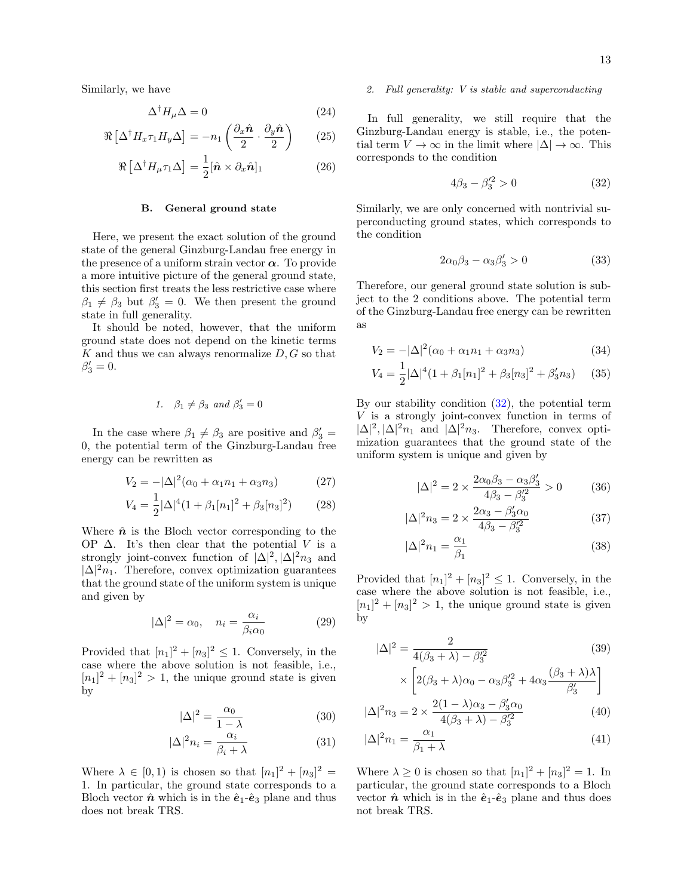Similarly, we have

$$\Delta^\dagger H_\mu \Delta = 0 \tag{24}$$

$$\Re\left[\Delta^\dagger H_x \tau_1 H_y \Delta\right] = -n_1 \left(\frac{\partial_x \hat{\boldsymbol{n}}}{2} \cdot \frac{\partial_y \hat{\boldsymbol{n}}}{2}\right) \tag{25}$$

$$\Re\left[\Delta^\dagger H_\mu \tau_1 \Delta\right] = \frac{1}{2}[\hat{\boldsymbol{n}} \times \partial_x \hat{\boldsymbol{n}}]_1 \tag{26}$$

### B. General ground state

Here, we present the exact solution of the ground state of the general Ginzburg-Landau free energy in the presence of a uniform strain vector $\boldsymbol{\alpha}$. To provide a more intuitive picture of the general ground state, this section first treats the less restrictive case where $\beta_1 \neq \beta_3$ but $\beta_3' = 0$. We then present the ground state in full generality.

It should be noted, however, that the uniform ground state does not depend on the kinetic terms $K$ and thus we can always renormalize $D, G$ so that $\beta_3' = 0$.

#### 1. $\beta_1 \neq \beta_3$ and $\beta_3' = 0$

In the case where $\beta_1 \neq \beta_3$ are positive and $\beta_3' = 0$, the potential term of the Ginzburg-Landau free energy can be rewritten as

$$V_2 = -|\Delta|^2(\alpha_0 + \alpha_1 n_1 + \alpha_3 n_3) \tag{27}$$

$$V_4 = \frac{1}{2}|\Delta|^4(1 + \beta_1[n_1]^2 + \beta_3[n_3]^2) \tag{28}$$

Where $\hat{\boldsymbol{n}}$ is the Bloch vector corresponding to the OP $\Delta$. It's then clear that the potential $V$ is a strongly joint-convex function of $|\Delta|^2, |\Delta|^2 n_3$ and $|\Delta|^2 n_1$. Therefore, convex optimization guarantees that the ground state of the uniform system is unique and given by

$$|\Delta|^2 = \alpha_0, \quad n_i = \frac{\alpha_i}{\beta_i \alpha_0} \tag{29}$$

Provided that $[n_1]^2 + [n_3]^2 \leq 1$. Conversely, in the case where the above solution is not feasible, i.e., $[n_1]^2 + [n_3]^2 > 1$, the unique ground state is given by

$$|\Delta|^2 = \frac{\alpha_0}{1-\lambda} \tag{30}$$

$$|\Delta|^2 n_i = \frac{\alpha_i}{\beta_i + \lambda} \tag{31}$$

Where $\lambda \in [0, 1)$ is chosen so that $[n_1]^2 + [n_3]^2 = 1$. In particular, the ground state corresponds to a Bloch vector $\hat{\boldsymbol{n}}$ which is in the $\hat{\boldsymbol{e}}_1$-$\hat{\boldsymbol{e}}_3$ plane and thus does not break TRS.

#### 2. Full generality: $V$ is stable and superconducting

In full generality, we still require that the Ginzburg-Landau energy is stable, i.e., the potential term $V \to \infty$ in the limit where $|\Delta| \to \infty$. This corresponds to the condition

$$4\beta_3 - \beta_3'^2 > 0 \tag{32}$$

Similarly, we are only concerned with nontrivial superconducting ground states, which corresponds to the condition

$$2\alpha_0\beta_3 - \alpha_3\beta_3' > 0 \tag{33}$$

Therefore, our general ground state solution is subject to the 2 conditions above. The potential term of the Ginzburg-Landau free energy can be rewritten as

$$V_2 = -|\Delta|^2(\alpha_0 + \alpha_1 n_1 + \alpha_3 n_3) \tag{34}$$

$$V_4 = \frac{1}{2}|\Delta|^4(1 + \beta_1[n_1]^2 + \beta_3[n_3]^2 + \beta_3' n_3) \tag{35}$$

By our stability condition (32), the potential term $V$ is a strongly joint-convex function in terms of $|\Delta|^2, |\Delta|^2 n_1$ and $|\Delta|^2 n_3$. Therefore, convex optimization guarantees that the ground state of the uniform system is unique and given by

$$|\Delta|^2 = 2 \times \frac{2\alpha_0\beta_3 - \alpha_3\beta_3'}{4\beta_3 - \beta_3'^2} > 0 \tag{36}$$

$$|\Delta|^2 n_3 = 2 \times \frac{2\alpha_3 - \beta_3'\alpha_0}{4\beta_3 - \beta_3'^2} \tag{37}$$

$$|\Delta|^2 n_1 = \frac{\alpha_1}{\beta_1} \tag{38}$$

Provided that $[n_1]^2 + [n_3]^2 \leq 1$. Conversely, in the case where the above solution is not feasible, i.e., $[n_1]^2 + [n_3]^2 > 1$, the unique ground state is given by

$$|\Delta|^2 = \frac{2}{4(\beta_3 + \lambda) - \beta_3'^2} \times \left[2(\beta_3 + \lambda)\alpha_0 - \alpha_3\beta_3'^2 + 4\alpha_3\frac{(\beta_3 + \lambda)\lambda}{\beta_3'}\right] \tag{39}$$

$$|\Delta|^2 n_3 = 2 \times \frac{2(1-\lambda)\alpha_3 - \beta_3'\alpha_0}{4(\beta_3 + \lambda) - \beta_3'^2} \tag{40}$$

$$|\Delta|^2 n_1 = \frac{\alpha_1}{\beta_1 + \lambda} \tag{41}$$

Where $\lambda \geq 0$ is chosen so that $[n_1]^2 + [n_3]^2 = 1$. In particular, the ground state corresponds to a Bloch vector $\hat{\boldsymbol{n}}$ which is in the $\hat{\boldsymbol{e}}_1$-$\hat{\boldsymbol{e}}_3$ plane and thus does not break TRS.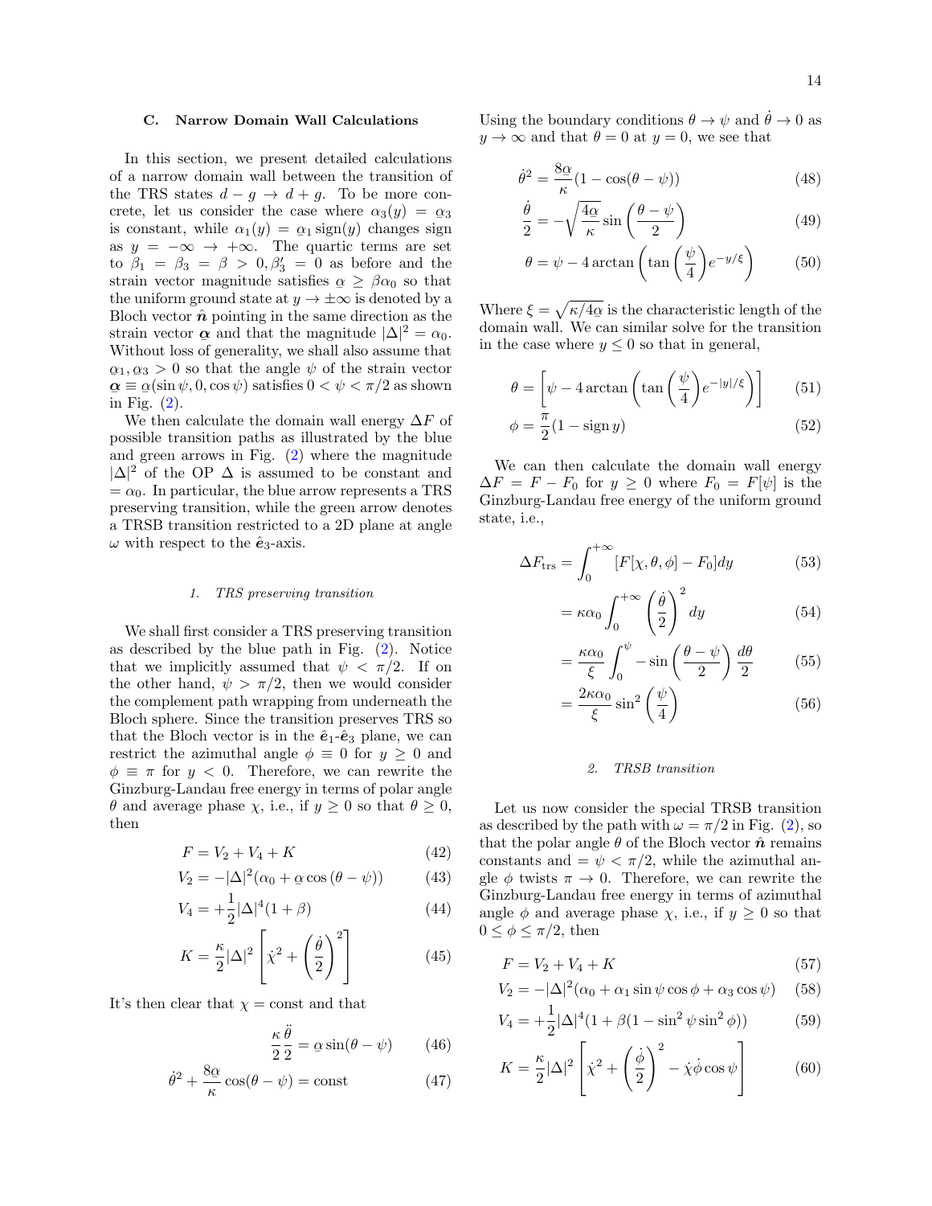### C. Narrow Domain Wall Calculations

In this section, we present detailed calculations of a narrow domain wall between the transition of the TRS states $d-g \to d+g$. To be more concrete, let us consider the case where $\alpha_3(y) = \alpha_3$ is constant, while $\alpha_1(y) = \alpha_1 \operatorname{sign}(y)$ changes sign as $y = -\infty \to +\infty$. The quartic terms are set to $\beta_1 = \beta_3 = \beta > 0, \beta_3' = 0$ as before and the strain vector magnitude satisfies $\alpha \geq \beta\alpha_0$ so that the uniform ground state at $y \to \pm\infty$ is denoted by a Bloch vector $\hat{\boldsymbol{n}}$ pointing in the same direction as the strain vector $\boldsymbol{\alpha}$ and that the magnitude $|\Delta|^2 = \alpha_0$. Without loss of generality, we shall also assume that $\alpha_1, \alpha_3 > 0$ so that the angle $\psi$ of the strain vector $\boldsymbol{\alpha} \equiv \alpha(\sin\psi, 0, \cos\psi)$ satisfies $0 < \psi < \pi/2$ as shown in Fig. (2).

We then calculate the domain wall energy $\Delta F$ of possible transition paths as illustrated by the blue and green arrows in Fig. (2) where the magnitude $|\Delta|^2$ of the OP $\Delta$ is assumed to be constant and $= \alpha_0$. In particular, the blue arrow represents a TRS preserving transition, while the green arrow denotes a TRSB transition restricted to a 2D plane at angle $\omega$ with respect to the $\hat{\boldsymbol{e}}_3$-axis.

#### 1. TRS preserving transition

We shall first consider a TRS preserving transition as described by the blue path in Fig. (2). Notice that we implicitly assumed that $\psi < \pi/2$. If on the other hand, $\psi > \pi/2$, then we would consider the complement path wrapping from underneath the Bloch sphere. Since the transition preserves TRS so that the Bloch vector is in the $\hat{\boldsymbol{e}}_1$-$\hat{\boldsymbol{e}}_3$ plane, we can restrict the azimuthal angle $\phi \equiv 0$ for $y \geq 0$ and $\phi \equiv \pi$ for $y < 0$. Therefore, we can rewrite the Ginzburg-Landau free energy in terms of polar angle $\theta$ and average phase $\chi$, i.e., if $y \geq 0$ so that $\theta \geq 0$, then

$$F = V_2 + V_4 + K \tag{42}$$

$$V_2 = -|\Delta|^2(\alpha_0 + \alpha\cos(\theta - \psi)) \tag{43}$$

$$V_4 = +\frac{1}{2}|\Delta|^4(1+\beta) \tag{44}$$

$$K = \frac{\kappa}{2}|\Delta|^2\left[\dot{\chi}^2 + \left(\frac{\dot{\theta}}{2}\right)^2\right] \tag{45}$$

It's then clear that $\chi = \text{const}$ and that

$$\frac{\kappa}{2}\frac{\ddot{\theta}}{2} = \alpha\sin(\theta - \psi) \tag{46}$$

$$\dot{\theta}^2 + \frac{8\alpha}{\kappa}\cos(\theta - \psi) = \text{const} \tag{47}$$

Using the boundary conditions $\theta \to \psi$ and $\dot{\theta} \to 0$ as $y \to \infty$ and that $\theta = 0$ at $y = 0$, we see that

$$\dot{\theta}^2 = \frac{8\alpha}{\kappa}(1 - \cos(\theta - \psi)) \tag{48}$$

$$\frac{\dot{\theta}}{2} = -\sqrt{\frac{4\alpha}{\kappa}}\sin\left(\frac{\theta - \psi}{2}\right) \tag{49}$$

$$\theta = \psi - 4\arctan\left(\tan\left(\frac{\psi}{4}\right)e^{-y/\xi}\right) \tag{50}$$

Where $\xi = \sqrt{\kappa/4\alpha}$ is the characteristic length of the domain wall. We can similar solve for the transition in the case where $y \leq 0$ so that in general,

$$\theta = \left[\psi - 4\arctan\left(\tan\left(\frac{\psi}{4}\right)e^{-|y|/\xi}\right)\right] \tag{51}$$

$$\phi = \frac{\pi}{2}(1 - \operatorname{sign} y) \tag{52}$$

We can then calculate the domain wall energy $\Delta F = F - F_0$ for $y \geq 0$ where $F_0 = F[\psi]$ is the Ginzburg-Landau free energy of the uniform ground state, i.e.,

$$\Delta F_{\text{trs}} = \int_0^{+\infty}[F[\chi, \theta, \phi] - F_0]dy \tag{53}$$

$$= \kappa\alpha_0\int_0^{+\infty}\left(\frac{\dot{\theta}}{2}\right)^2 dy \tag{54}$$

$$= \frac{\kappa\alpha_0}{\xi}\int_0^{\psi} -\sin\left(\frac{\theta - \psi}{2}\right)\frac{d\theta}{2} \tag{55}$$

$$= \frac{2\kappa\alpha_0}{\xi}\sin^2\left(\frac{\psi}{4}\right) \tag{56}$$

#### 2. TRSB transition

Let us now consider the special TRSB transition as described by the path with $\omega = \pi/2$ in Fig. (2), so that the polar angle $\theta$ of the Bloch vector $\hat{\boldsymbol{n}}$ remains constants and $= \psi < \pi/2$, while the azimuthal angle $\phi$ twists $\pi \to 0$. Therefore, we can rewrite the Ginzburg-Landau free energy in terms of azimuthal angle $\phi$ and average phase $\chi$, i.e., if $y \geq 0$ so that $0 \leq \phi \leq \pi/2$, then

$$F = V_2 + V_4 + K \tag{57}$$

$$V_2 = -|\Delta|^2(\alpha_0 + \alpha_1\sin\psi\cos\phi + \alpha_3\cos\psi) \tag{58}$$

$$V_4 = +\frac{1}{2}|\Delta|^4(1 + \beta(1 - \sin^2\psi\sin^2\phi)) \tag{59}$$

$$K = \frac{\kappa}{2}|\Delta|^2\left[\dot{\chi}^2 + \left(\frac{\dot{\phi}}{2}\right)^2 - \dot{\chi}\dot{\phi}\cos\psi\right] \tag{60}$$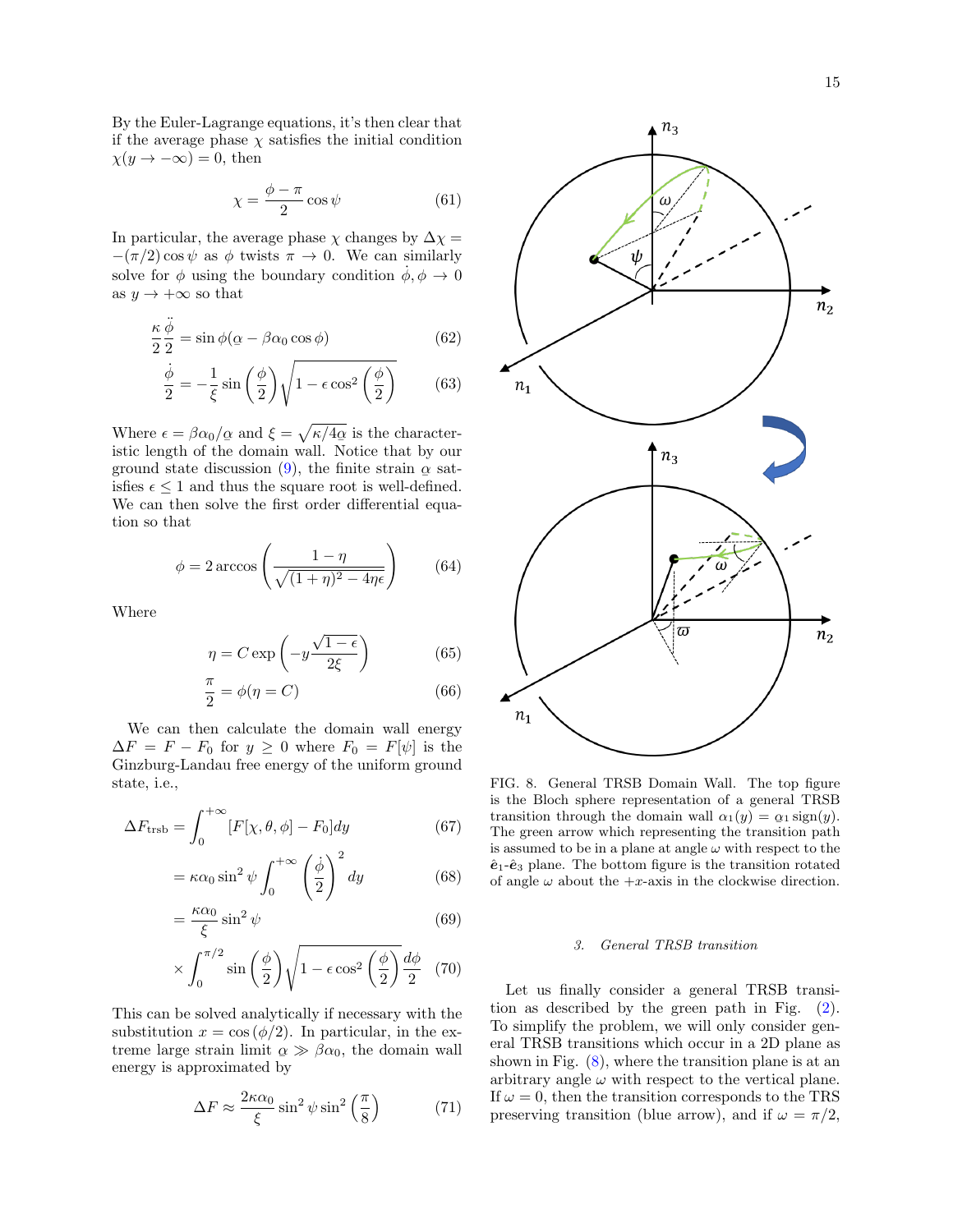By the Euler-Lagrange equations, it's then clear that if the average phase $\chi$ satisfies the initial condition $\chi(y \to -\infty) = 0$, then

$$\chi = \frac{\phi - \pi}{2} \cos\psi \tag{61}$$

In particular, the average phase $\chi$ changes by $\Delta\chi = -(\pi/2)\cos\psi$ as $\phi$ twists $\pi \to 0$. We can similarly solve for $\phi$ using the boundary condition $\dot{\phi}, \phi \to 0$ as $y \to +\infty$ so that

$$\frac{\kappa}{2}\frac{\ddot{\phi}}{2} = \sin\phi(\underline{\alpha} - \beta\alpha_0\cos\phi) \tag{62}$$

$$\frac{\dot{\phi}}{2} = -\frac{1}{\xi}\sin\left(\frac{\phi}{2}\right)\sqrt{1 - \epsilon\cos^2\left(\frac{\phi}{2}\right)} \tag{63}$$

Where $\epsilon = \beta\alpha_0/\underline{\alpha}$ and $\xi = \sqrt{\kappa/4\underline{\alpha}}$ is the characteristic length of the domain wall. Notice that by our ground state discussion (9), the finite strain $\underline{\alpha}$ satisfies $\epsilon \leq 1$ and thus the square root is well-defined. We can then solve the first order differential equation so that

$$\phi = 2\arccos\left(\frac{1-\eta}{\sqrt{(1+\eta)^2 - 4\eta\epsilon}}\right) \tag{64}$$

Where

$$\eta = C\exp\left(-y\frac{\sqrt{1-\epsilon}}{2\xi}\right) \tag{65}$$

$$\frac{\pi}{2} = \phi(\eta = C) \tag{66}$$

We can then calculate the domain wall energy $\Delta F = F - F_0$ for $y \geq 0$ where $F_0 = F[\psi]$ is the Ginzburg-Landau free energy of the uniform ground state, i.e.,

$$\Delta F_{\text{trsb}} = \int_0^{+\infty} [F[\chi, \theta, \phi] - F_0] dy \tag{67}$$

$$= \kappa\alpha_0 \sin^2\psi \int_0^{+\infty} \left(\frac{\dot{\phi}}{2}\right)^2 dy \tag{68}$$

$$= \frac{\kappa\alpha_0}{\xi}\sin^2\psi \tag{69}$$

$$\times \int_0^{\pi/2} \sin\left(\frac{\phi}{2}\right)\sqrt{1 - \epsilon\cos^2\left(\frac{\phi}{2}\right)}\frac{d\phi}{2} \tag{70}$$

This can be solved analytically if necessary with the substitution $x = \cos(\phi/2)$. In particular, in the extreme large strain limit $\underline{\alpha} \gg \beta\alpha_0$, the domain wall energy is approximated by

$$\Delta F \approx \frac{2\kappa\alpha_0}{\xi}\sin^2\psi\sin^2\left(\frac{\pi}{8}\right) \tag{71}$$

FIG. 8. General TRSB Domain Wall. The top figure is the Bloch sphere representation of a general TRSB transition through the domain wall $\alpha_1(y) = \underline{\alpha}_1 \,\text{sign}(y)$. The green arrow which representing the transition path is assumed to be in a plane at angle $\omega$ with respect to the $\hat{\mathbf{e}}_1$-$\hat{\mathbf{e}}_3$ plane. The bottom figure is the transition rotated of angle $\omega$ about the $+x$-axis in the clockwise direction.

### 3. General TRSB transition

Let us finally consider a general TRSB transition as described by the green path in Fig. (2). To simplify the problem, we will only consider general TRSB transitions which occur in a 2D plane as shown in Fig. (8), where the transition plane is at an arbitrary angle $\omega$ with respect to the vertical plane. If $\omega = 0$, then the transition corresponds to the TRS preserving transition (blue arrow), and if $\omega = \pi/2$,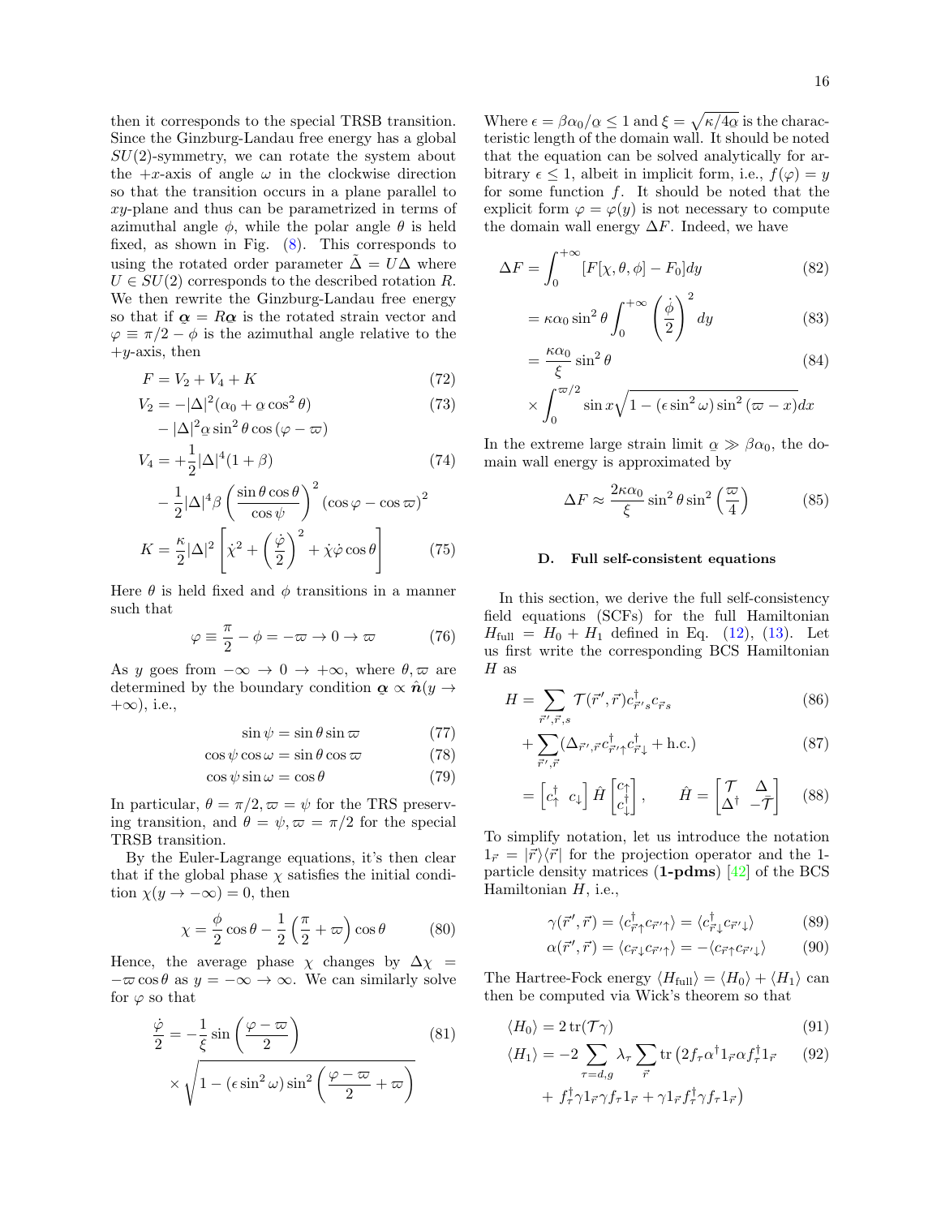then it corresponds to the special TRSB transition. Since the Ginzburg-Landau free energy has a global $SU(2)$-symmetry, we can rotate the system about the $+x$-axis of angle $\omega$ in the clockwise direction so that the transition occurs in a plane parallel to $xy$-plane and thus can be parametrized in terms of azimuthal angle $\phi$, while the polar angle $\theta$ is held fixed, as shown in Fig. (8). This corresponds to using the rotated order parameter $\tilde{\Delta} = U\Delta$ where $U \in SU(2)$ corresponds to the described rotation $R$. We then rewrite the Ginzburg-Landau free energy so that if $\boldsymbol{\alpha} = R\boldsymbol{\alpha}$ is the rotated strain vector and $\varphi \equiv \pi/2 - \phi$ is the azimuthal angle relative to the $+y$-axis, then

$$F = V_2 + V_4 + K \tag{72}$$

$$V_2 = -|\Delta|^2(\alpha_0 + \alpha\cos^2\theta) - |\Delta|^2\alpha\sin^2\theta\cos(\varphi - \varpi) \tag{73}$$

$$V_4 = +\frac{1}{2}|\Delta|^4(1+\beta) - \frac{1}{2}|\Delta|^4\beta\left(\frac{\sin\theta\cos\theta}{\cos\psi}\right)^2(\cos\varphi - \cos\varpi)^2 \tag{74}$$

$$K = \frac{\kappa}{2}|\Delta|^2\left[\dot{\chi}^2 + \left(\frac{\dot{\varphi}}{2}\right)^2 + \dot{\chi}\dot{\varphi}\cos\theta\right] \tag{75}$$

Here $\theta$ is held fixed and $\phi$ transitions in a manner such that

$$\varphi \equiv \frac{\pi}{2} - \phi = -\varpi \to 0 \to \varpi \tag{76}$$

As $y$ goes from $-\infty \to 0 \to +\infty$, where $\theta, \varpi$ are determined by the boundary condition $\boldsymbol{\alpha} \propto \hat{\boldsymbol{n}}(y \to +\infty)$, i.e.,

$$\sin\psi = \sin\theta\sin\varpi \tag{77}$$

$$\cos\psi\cos\omega = \sin\theta\cos\varpi \tag{78}$$

$$\cos\psi\sin\omega = \cos\theta \tag{79}$$

In particular, $\theta = \pi/2, \varpi = \psi$ for the TRS preserving transition, and $\theta = \psi, \varpi = \pi/2$ for the special TRSB transition.

By the Euler-Lagrange equations, it's then clear that if the global phase $\chi$ satisfies the initial condition $\chi(y \to -\infty) = 0$, then

$$\chi = \frac{\phi}{2}\cos\theta - \frac{1}{2}\left(\frac{\pi}{2} + \varpi\right)\cos\theta \tag{80}$$

Hence, the average phase $\chi$ changes by $\Delta\chi = -\varpi\cos\theta$ as $y = -\infty \to \infty$. We can similarly solve for $\varphi$ so that

$$\frac{\dot{\varphi}}{2} = -\frac{1}{\xi}\sin\left(\frac{\varphi - \varpi}{2}\right) \times \sqrt{1 - (\epsilon\sin^2\omega)\sin^2\left(\frac{\varphi - \varpi}{2} + \varpi\right)} \tag{81}$$

Where $\epsilon = \beta\alpha_0/\alpha \leq 1$ and $\xi = \sqrt{\kappa/4\alpha}$ is the characteristic length of the domain wall. It should be noted that the equation can be solved analytically for arbitrary $\epsilon \leq 1$, albeit in implicit form, i.e., $f(\varphi) = y$ for some function $f$. It should be noted that the explicit form $\varphi = \varphi(y)$ is not necessary to compute the domain wall energy $\Delta F$. Indeed, we have

$$\Delta F = \int_0^{+\infty}[F[\chi,\theta,\phi] - F_0]dy \tag{82}$$

$$= \kappa\alpha_0\sin^2\theta\int_0^{+\infty}\left(\frac{\dot{\phi}}{2}\right)^2 dy \tag{83}$$

$$= \frac{\kappa\alpha_0}{\xi}\sin^2\theta \times \int_0^{\varpi/2}\sin x\sqrt{1 - (\epsilon\sin^2\omega)\sin^2(\varpi - x)}dx \tag{84}$$

In the extreme large strain limit $\alpha \gg \beta\alpha_0$, the domain wall energy is approximated by

$$\Delta F \approx \frac{2\kappa\alpha_0}{\xi}\sin^2\theta\sin^2\left(\frac{\varpi}{4}\right) \tag{85}$$

### D. Full self-consistent equations

In this section, we derive the full self-consistency field equations (SCFs) for the full Hamiltonian $H_{\text{full}} = H_0 + H_1$ defined in Eq. (12), (13). Let us first write the corresponding BCS Hamiltonian $H$ as

$$H = \sum_{\vec{r}',\vec{r},s}\mathcal{T}(\vec{r}',\vec{r})c^\dagger_{\vec{r}'s}c_{\vec{r}s} \tag{86}$$

$$+ \sum_{\vec{r}',\vec{r}}(\Delta_{\vec{r}',\vec{r}}c^\dagger_{\vec{r}'\uparrow}c^\dagger_{\vec{r}\downarrow} + \text{h.c.}) \tag{87}$$

$$= \begin{bmatrix}c^\dagger_\uparrow & c_\downarrow\end{bmatrix}\hat{H}\begin{bmatrix}c_\uparrow \\ c^\dagger_\downarrow\end{bmatrix}, \qquad \hat{H} = \begin{bmatrix}\mathcal{T} & \Delta \\ \Delta^\dagger & -\bar{\mathcal{T}}\end{bmatrix} \tag{88}$$

To simplify notation, let us introduce the notation $1_{\vec{r}} = |\vec{r}\rangle\langle\vec{r}|$ for the projection operator and the 1-particle density matrices (**1-pdms**) [42] of the BCS Hamiltonian $H$, i.e.,

$$\gamma(\vec{r}',\vec{r}) = \langle c^\dagger_{\vec{r}\uparrow}c_{\vec{r}'\uparrow}\rangle = \langle c^\dagger_{\vec{r}\downarrow}c_{\vec{r}'\downarrow}\rangle \tag{89}$$

$$\alpha(\vec{r}',\vec{r}) = \langle c_{\vec{r}\downarrow}c_{\vec{r}'\uparrow}\rangle = -\langle c_{\vec{r}\uparrow}c_{\vec{r}'\downarrow}\rangle \tag{90}$$

The Hartree-Fock energy $\langle H_{\text{full}}\rangle = \langle H_0\rangle + \langle H_1\rangle$ can then be computed via Wick's theorem so that

$$\langle H_0\rangle = 2\,\text{tr}(\mathcal{T}\gamma) \tag{91}$$

$$\langle H_1\rangle = -2\sum_{\tau=d,g}\lambda_\tau\sum_{\vec{r}}\text{tr}\left(2f_\tau\alpha^\dagger 1_{\vec{r}}\alpha f^\dagger_\tau 1_{\vec{r}} + f^\dagger_\tau\gamma 1_{\vec{r}}\gamma f_\tau 1_{\vec{r}} + \gamma 1_{\vec{r}} f^\dagger_\tau\gamma f_\tau 1_{\vec{r}}\right) \tag{92}$$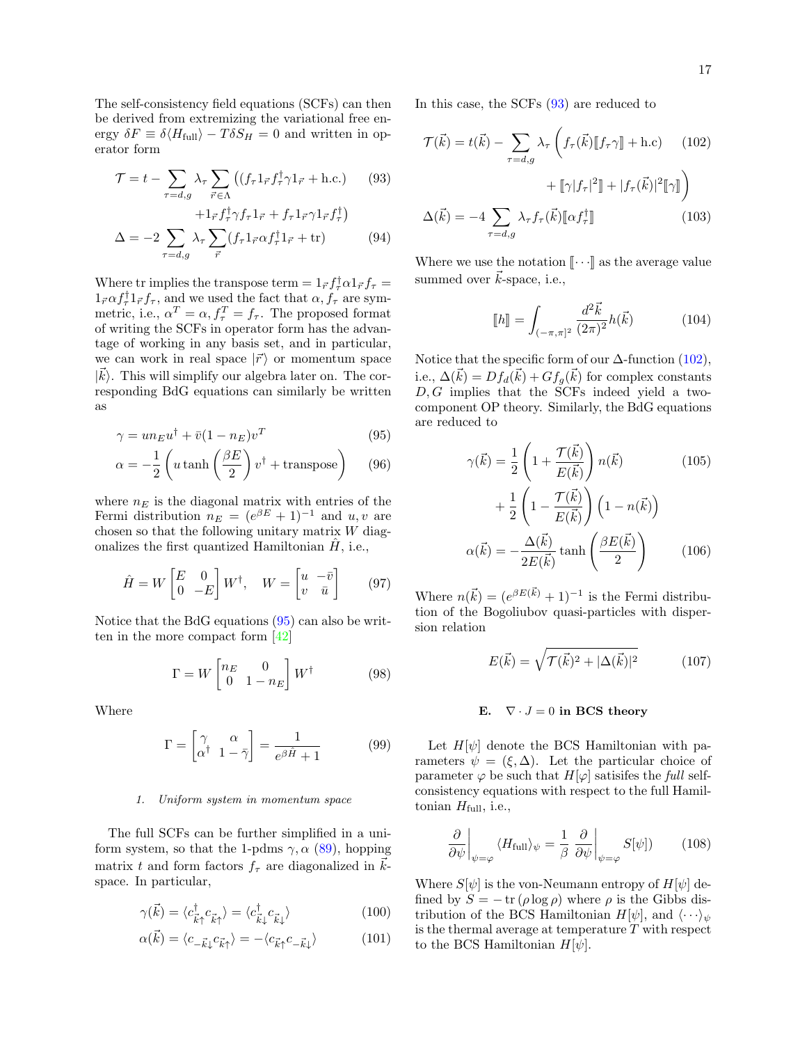The self-consistency field equations (SCFs) can then be derived from extremizing the variational free energy $\delta F \equiv \delta\langle H_{\text{full}}\rangle - T\delta S_H = 0$ and written in operator form

$$
\begin{aligned}
\mathcal{T} = t - \sum_{\tau=d,g} \lambda_\tau \sum_{\vec{r}\in\Lambda} \big( (f_\tau 1_{\vec{r}} f_\tau^\dagger \gamma 1_{\vec{r}} + \text{h.c.}) \\
+ 1_{\vec{r}} f_\tau^\dagger \gamma f_\tau 1_{\vec{r}} + f_\tau 1_{\vec{r}} \gamma 1_{\vec{r}} f_\tau^\dagger \big)
\end{aligned} \tag{93}
$$

$$
\Delta = -2 \sum_{\tau=d,g} \lambda_\tau \sum_{\vec{r}} (f_\tau 1_{\vec{r}} \alpha f_\tau^\dagger 1_{\vec{r}} + \text{tr}) \tag{94}
$$

Where tr implies the transpose term $= 1_{\vec{r}} f_\tau^\dagger \alpha 1_{\vec{r}} f_\tau = 1_{\vec{r}} \alpha f_\tau^\dagger 1_{\vec{r}} f_\tau$, and we used the fact that $\alpha, f_\tau$ are symmetric, i.e., $\alpha^T = \alpha, f_\tau^T = f_\tau$. The proposed format of writing the SCFs in operator form has the advantage of working in any basis set, and in particular, we can work in real space $|\vec{r}\rangle$ or momentum space $|\vec{k}\rangle$. This will simplify our algebra later on. The corresponding BdG equations can similarly be written as

$$
\gamma = u n_E u^\dagger + \bar{v}(1 - n_E) v^T \tag{95}
$$

$$
\alpha = -\frac{1}{2}\left( u \tanh\left(\frac{\beta E}{2}\right) v^\dagger + \text{transpose} \right) \tag{96}
$$

where $n_E$ is the diagonal matrix with entries of the Fermi distribution $n_E = (e^{\beta E} + 1)^{-1}$ and $u, v$ are chosen so that the following unitary matrix $W$ diagonalizes the first quantized Hamiltonian $\hat{H}$, i.e.,

$$
\hat{H} = W \begin{bmatrix} E & 0 \\ 0 & -E \end{bmatrix} W^\dagger, \quad W = \begin{bmatrix} u & -\bar{v} \\ v & \bar{u} \end{bmatrix} \tag{97}
$$

Notice that the BdG equations (95) can also be written in the more compact form [42]

$$
\Gamma = W \begin{bmatrix} n_E & 0 \\ 0 & 1 - n_E \end{bmatrix} W^\dagger \tag{98}
$$

Where

$$
\Gamma = \begin{bmatrix} \gamma & \alpha \\ \alpha^\dagger & 1 - \bar{\gamma} \end{bmatrix} = \frac{1}{e^{\beta \hat{H}} + 1} \tag{99}
$$

#### 1. Uniform system in momentum space

The full SCFs can be further simplified in a uniform system, so that the 1-pdms $\gamma, \alpha$ (89), hopping matrix $t$ and form factors $f_\tau$ are diagonalized in $\vec{k}$-space. In particular,

$$
\gamma(\vec{k}) = \langle c^\dagger_{\vec{k}\uparrow} c_{\vec{k}\uparrow} \rangle = \langle c^\dagger_{\vec{k}\downarrow} c_{\vec{k}\downarrow} \rangle \tag{100}
$$

$$
\alpha(\vec{k}) = \langle c_{-\vec{k}\downarrow} c_{\vec{k}\uparrow} \rangle = -\langle c_{\vec{k}\uparrow} c_{-\vec{k}\downarrow} \rangle \tag{101}
$$

In this case, the SCFs (93) are reduced to

$$
\begin{aligned}
\mathcal{T}(\vec{k}) = t(\vec{k}) - \sum_{\tau=d,g} \lambda_\tau \Big( f_\tau(\vec{k}) [\![ f_\tau \gamma ]\!] + \text{h.c}) \\
+ [\![ \gamma |f_\tau|^2 ]\!] + |f_\tau(\vec{k})|^2 [\![ \gamma ]\!] \Big)
\end{aligned} \tag{102}
$$

$$
\Delta(\vec{k}) = -4 \sum_{\tau=d,g} \lambda_\tau f_\tau(\vec{k}) [\![ \alpha f_\tau^\dagger ]\!] \tag{103}
$$

Where we use the notation $[\![ \cdots ]\!]$ as the average value summed over $\vec{k}$-space, i.e.,

$$
[\![ h ]\!] = \int_{(-\pi,\pi]^2} \frac{d^2\vec{k}}{(2\pi)^2} h(\vec{k}) \tag{104}
$$

Notice that the specific form of our $\Delta$-function (102), i.e., $\Delta(\vec{k}) = D f_d(\vec{k}) + G f_g(\vec{k})$ for complex constants $D, G$ implies that the SCFs indeed yield a two-component OP theory. Similarly, the BdG equations are reduced to

$$
\begin{aligned}
\gamma(\vec{k}) = \frac{1}{2}\left(1 + \frac{\mathcal{T}(\vec{k})}{E(\vec{k})}\right) n(\vec{k}) \\
+ \frac{1}{2}\left(1 - \frac{\mathcal{T}(\vec{k})}{E(\vec{k})}\right)\left(1 - n(\vec{k})\right)
\end{aligned} \tag{105}
$$

$$
\alpha(\vec{k}) = -\frac{\Delta(\vec{k})}{2E(\vec{k})} \tanh\left(\frac{\beta E(\vec{k})}{2}\right) \tag{106}
$$

Where $n(\vec{k}) = (e^{\beta E(\vec{k})} + 1)^{-1}$ is the Fermi distribution of the Bogoliubov quasi-particles with dispersion relation

$$
E(\vec{k}) = \sqrt{\mathcal{T}(\vec{k})^2 + |\Delta(\vec{k})|^2} \tag{107}
$$

### E. $\nabla \cdot J = 0$ in BCS theory

Let $H[\psi]$ denote the BCS Hamiltonian with parameters $\psi = (\xi, \Delta)$. Let the particular choice of parameter $\varphi$ be such that $H[\varphi]$ satisifes the *full* self-consistency equations with respect to the full Hamiltonian $H_{\text{full}}$, i.e.,

$$
\left.\frac{\partial}{\partial \psi}\right|_{\psi=\varphi} \langle H_{\text{full}} \rangle_\psi = \frac{1}{\beta} \left.\frac{\partial}{\partial \psi}\right|_{\psi=\varphi} S[\psi]) \tag{108}
$$

Where $S[\psi]$ is the von-Neumann entropy of $H[\psi]$ defined by $S = -\operatorname{tr}(\rho \log \rho)$ where $\rho$ is the Gibbs distribution of the BCS Hamiltonian $H[\psi]$, and $\langle \cdots \rangle_\psi$ is the thermal average at temperature $T$ with respect to the BCS Hamiltonian $H[\psi]$.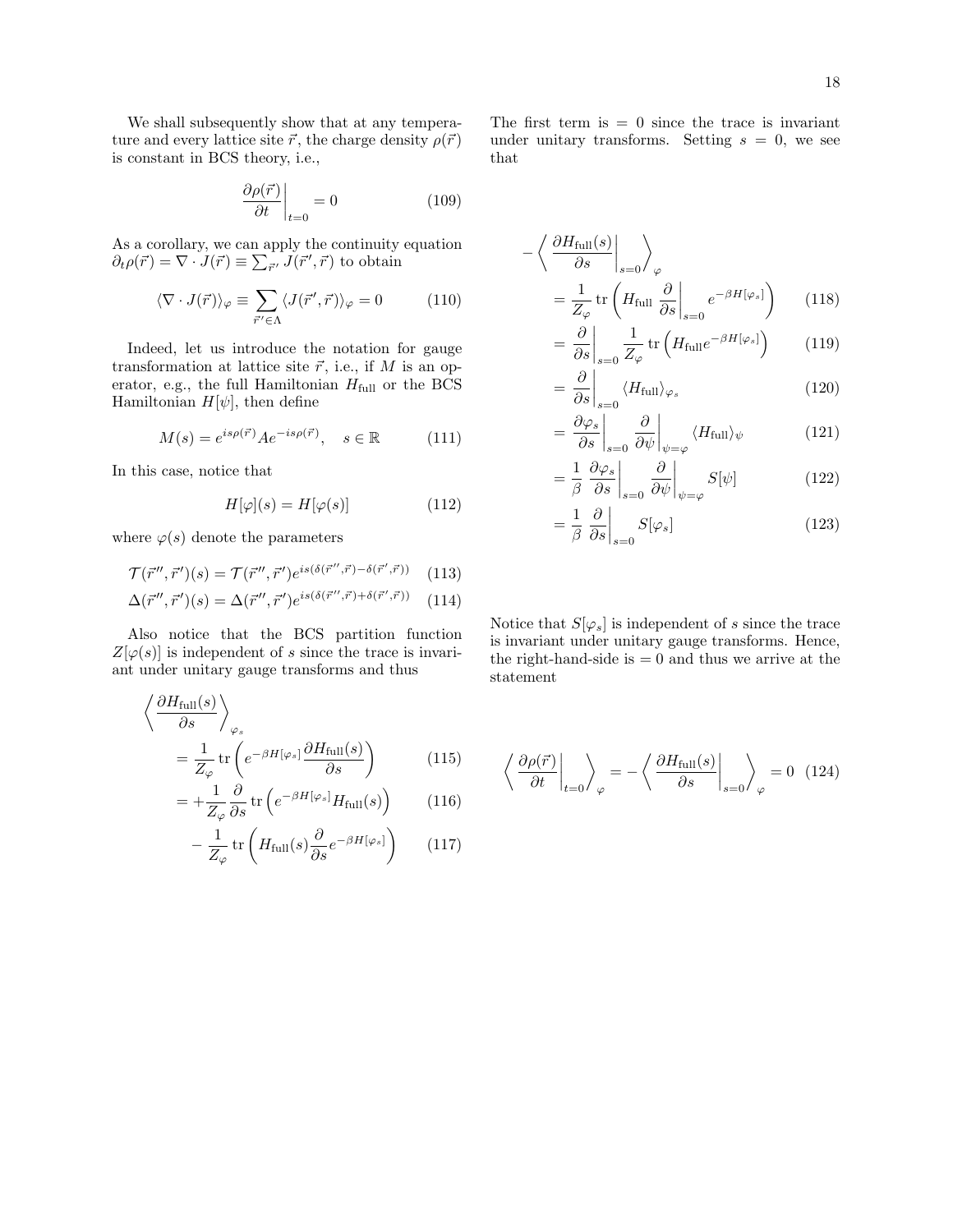We shall subsequently show that at any temperature and every lattice site $\vec{r}$, the charge density $\rho(\vec{r})$ is constant in BCS theory, i.e.,

$$\left.\frac{\partial \rho(\vec{r})}{\partial t}\right|_{t=0} = 0 \tag{109}$$

As a corollary, we can apply the continuity equation $\partial_t \rho(\vec{r}) = \nabla \cdot J(\vec{r}) \equiv \sum_{\vec{r}'} J(\vec{r}', \vec{r})$ to obtain

$$\langle \nabla \cdot J(\vec{r}) \rangle_\varphi \equiv \sum_{\vec{r}' \in \Lambda} \langle J(\vec{r}', \vec{r}) \rangle_\varphi = 0 \tag{110}$$

Indeed, let us introduce the notation for gauge transformation at lattice site $\vec{r}$, i.e., if $M$ is an operator, e.g., the full Hamiltonian $H_{\text{full}}$ or the BCS Hamiltonian $H[\psi]$, then define

$$M(s) = e^{is\rho(\vec{r})} A e^{-is\rho(\vec{r})}, \quad s \in \mathbb{R} \tag{111}$$

In this case, notice that

$$H[\varphi](s) = H[\varphi(s)] \tag{112}$$

where $\varphi(s)$ denote the parameters

$$\mathcal{T}(\vec{r}'', \vec{r}')(s) = \mathcal{T}(\vec{r}'', \vec{r}') e^{is(\delta(\vec{r}'', \vec{r}) - \delta(\vec{r}', \vec{r}))} \tag{113}$$

$$\Delta(\vec{r}'', \vec{r}')(s) = \Delta(\vec{r}'', \vec{r}') e^{is(\delta(\vec{r}'', \vec{r}) + \delta(\vec{r}', \vec{r}))} \tag{114}$$

Also notice that the BCS partition function $Z[\varphi(s)]$ is independent of $s$ since the trace is invariant under unitary gauge transforms and thus

$$\left\langle \frac{\partial H_{\text{full}}(s)}{\partial s} \right\rangle_{\varphi_s} = \frac{1}{Z_\varphi} \operatorname{tr}\left( e^{-\beta H[\varphi_s]} \frac{\partial H_{\text{full}}(s)}{\partial s} \right) \tag{115}$$

$$= +\frac{1}{Z_\varphi} \frac{\partial}{\partial s} \operatorname{tr}\left( e^{-\beta H[\varphi_s]} H_{\text{full}}(s) \right) \tag{116}$$

$$- \frac{1}{Z_\varphi} \operatorname{tr}\left( H_{\text{full}}(s) \frac{\partial}{\partial s} e^{-\beta H[\varphi_s]} \right) \tag{117}$$

The first term is $= 0$ since the trace is invariant under unitary transforms. Setting $s = 0$, we see that

$$-\left\langle \left.\frac{\partial H_{\text{full}}(s)}{\partial s}\right|_{s=0} \right\rangle_\varphi = \frac{1}{Z_\varphi} \operatorname{tr}\left( H_{\text{full}} \left.\frac{\partial}{\partial s}\right|_{s=0} e^{-\beta H[\varphi_s]} \right) \tag{118}$$

$$= \left.\frac{\partial}{\partial s}\right|_{s=0} \frac{1}{Z_\varphi} \operatorname{tr}\left( H_{\text{full}} e^{-\beta H[\varphi_s]} \right) \tag{119}$$

$$= \left.\frac{\partial}{\partial s}\right|_{s=0} \langle H_{\text{full}} \rangle_{\varphi_s} \tag{120}$$

$$= \left.\frac{\partial \varphi_s}{\partial s}\right|_{s=0} \left.\frac{\partial}{\partial \psi}\right|_{\psi=\varphi} \langle H_{\text{full}} \rangle_\psi \tag{121}$$

$$= \frac{1}{\beta} \left.\frac{\partial \varphi_s}{\partial s}\right|_{s=0} \left.\frac{\partial}{\partial \psi}\right|_{\psi=\varphi} S[\psi] \tag{122}$$

$$= \frac{1}{\beta} \left.\frac{\partial}{\partial s}\right|_{s=0} S[\varphi_s] \tag{123}$$

Notice that $S[\varphi_s]$ is independent of $s$ since the trace is invariant under unitary gauge transforms. Hence, the right-hand-side is $= 0$ and thus we arrive at the statement

$$\left\langle \left.\frac{\partial \rho(\vec{r})}{\partial t}\right|_{t=0} \right\rangle_\varphi = -\left\langle \left.\frac{\partial H_{\text{full}}(s)}{\partial s}\right|_{s=0} \right\rangle_\varphi = 0 \tag{124}$$